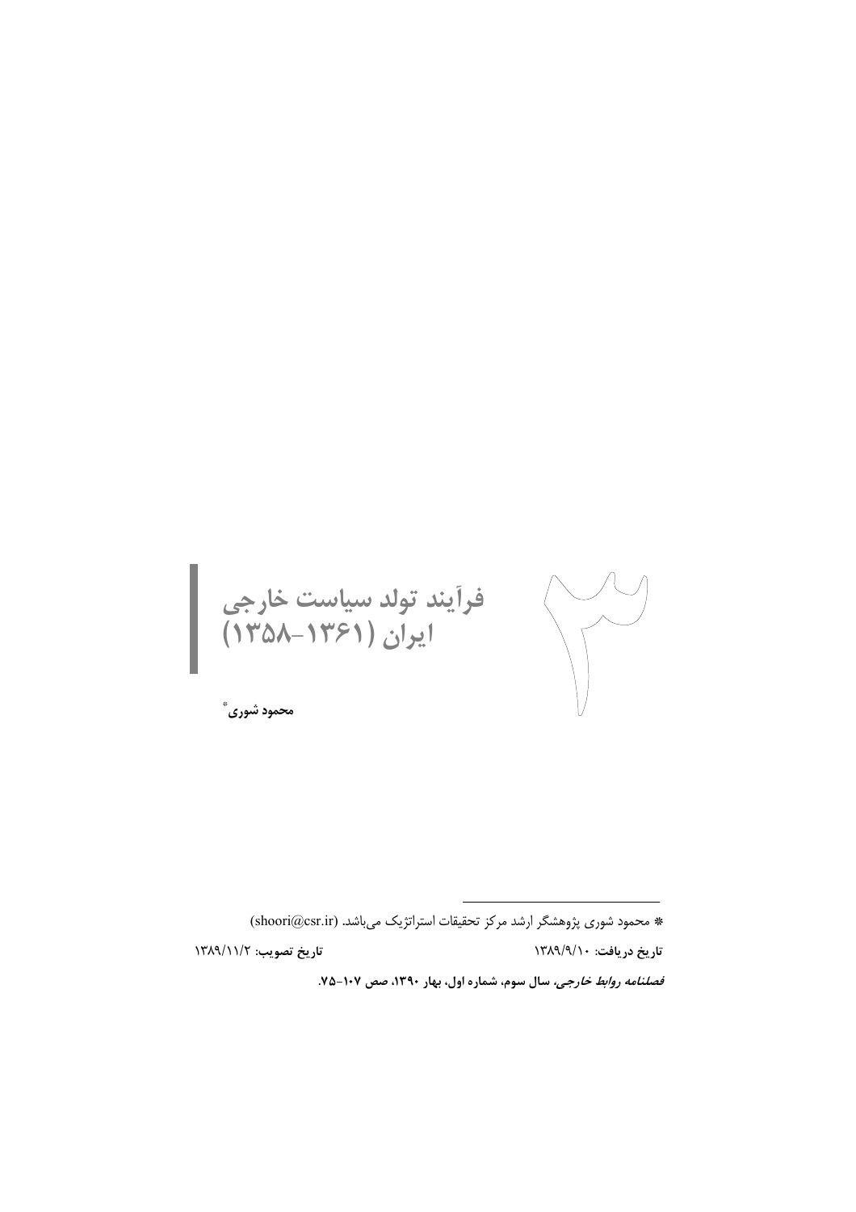# فرآیند تولد سیاست خارجی ایران (۱۳۶۱-۱۳۵۸)

۳

**محمود شوری**[*]

---

* محمود شوری پژوهشگر ارشد مرکز تحقیقات استراتژیک می‌باشد. (shoori@csr.ir)

**تاریخ دریافت:** ۱۳۸۹/۹/۱۰ &nbsp;&nbsp;&nbsp;&nbsp;&nbsp;&nbsp; **تاریخ تصویب:** ۱۳۸۹/۱۱/۲

***فصلنامه روابط خارجی*، سال سوم، شماره اول، بهار ۱۳۹۰، صص ۱۰۷-۷۵.**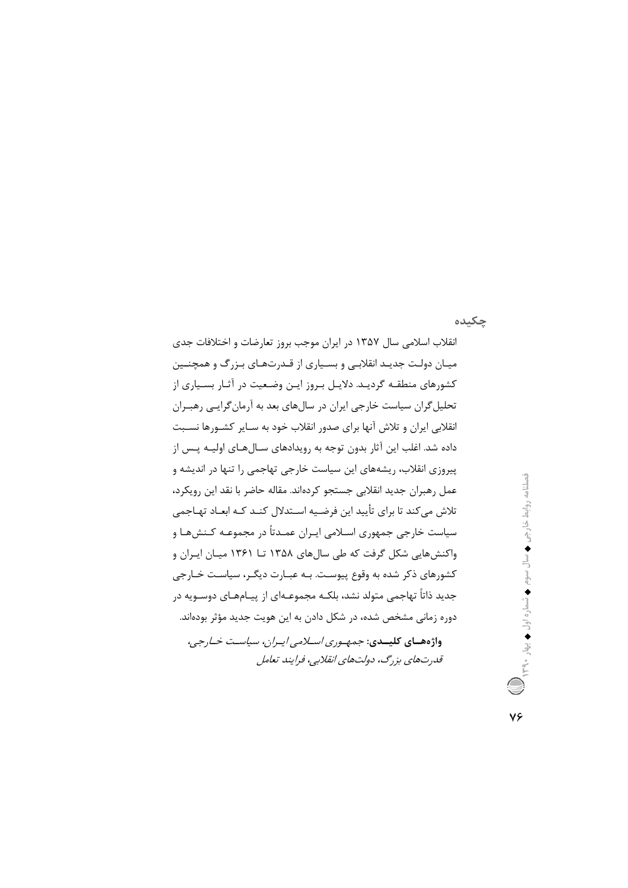## چکیده

انقلاب اسلامی سال ۱۳۵۷ در ایران موجب بروز تعارضات و اختلافات جدی میان دولت جدید انقلابی و بسیاری از قدرت‌های بزرگ و همچنین کشورهای منطقه گردید. دلایل بروز این وضعیت در آثار بسیاری از تحلیل‌گران سیاست خارجی ایران در سال‌های بعد به آرمان‌گرایی رهبران انقلابی ایران و تلاش آنها برای صدور انقلاب خود به سایر کشورها نسبت داده شد. اغلب این آثار بدون توجه به رویدادهای سال‌های اولیه پس از پیروزی انقلاب، ریشه‌های این سیاست خارجی تهاجمی را تنها در اندیشه و عمل رهبران جدید انقلابی جستجو کرده‌اند. مقاله حاضر با نقد این رویکرد، تلاش می‌کند تا برای تأیید این فرضیه استدلال کند که ابعاد تهاجمی سیاست خارجی جمهوری اسلامی ایران عمدتاً در مجموعه کنش‌ها و واکنش‌هایی شکل گرفت که طی سال‌های ۱۳۵۸ تا ۱۳۶۱ میان ایران و کشورهای ذکر شده به وقوع پیوست. به عبارت دیگر، سیاست خارجی جدید ذاتاً تهاجمی متولد نشد، بلکه مجموعه‌ای از پیام‌های دوسویه در دوره زمانی مشخص شده، در شکل دادن به این هویت جدید مؤثر بوده‌اند.

**واژه‌های کلیدی:** *جمهوری اسلامی ایران، سیاست خارجی، قدرت‌های بزرگ، دولت‌های انقلابی، فرایند تعامل*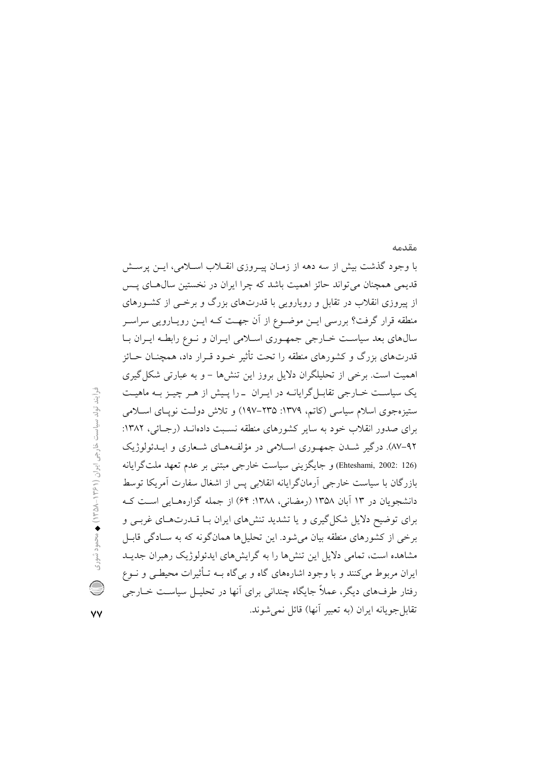## مقدمه

با وجود گذشت بیش از سه دهه از زمان پیروزی انقلاب اسلامی، این پرسش قدیمی همچنان می‌تواند حائز اهمیت باشد که چرا ایران در نخستین سال‌های پس از پیروزی انقلاب در تقابل و رویارویی با قدرت‌های بزرگ و برخی از کشورهای منطقه قرار گرفت؟ بررسی این موضوع از آن جهت که این رویارویی سراسر سال‌های بعد سیاست خارجی جمهوری اسلامی ایران و نوع رابطه ایران با قدرت‌های بزرگ و کشورهای منطقه را تحت تأثیر خود قرار داد، همچنان حائز اهمیت است. برخی از تحلیلگران دلایل بروز این تنش‌ها - و به عبارتی شکل‌گیری یک سیاست خارجی تقابل‌گرایانه در ایران - را پیش از هر چیز به ماهیت ستیزه‌جوی اسلام سیاسی (کاتم، ۱۳۷۹: ۲۳۵-۱۹۷) و تلاش دولت نوپای اسلامی برای صدور انقلاب خود به سایر کشورهای منطقه نسبت داده‌اند (رجائی، ۱۳۸۲: ۹۲-۸۷). درگیر شدن جمهوری اسلامی در مؤلفه‌های شعاری و ایدئولوژیک (Ehteshami, 2002: 126) و جایگزینی سیاست خارجی مبتنی بر عدم تعهد ملت‌گرایانه بازرگان با سیاست خارجی آرمان‌گرایانه انقلابی پس از اشغال سفارت آمریکا توسط دانشجویان در ۱۳ آبان ۱۳۵۸ (رمضانی، ۱۳۸۸: ۶۴) از جمله گزاره‌هایی است که برای توضیح دلایل شکل‌گیری و یا تشدید تنش‌های ایران با قدرت‌های غربی و برخی از کشورهای منطقه بیان می‌شود. این تحلیل‌ها همان‌گونه که به سادگی قابل مشاهده است، تمامی دلایل این تنش‌ها را به گرایش‌های ایدئولوژیک رهبران جدید ایران مربوط می‌کنند و با وجود اشاره‌های گاه و بی‌گاه به تأثیرات محیطی و نوع رفتار طرف‌های دیگر، عملاً جایگاه چندانی برای آنها در تحلیل سیاست خارجی تقابل‌جویانه ایران (به تعبیر آنها) قائل نمی‌شوند.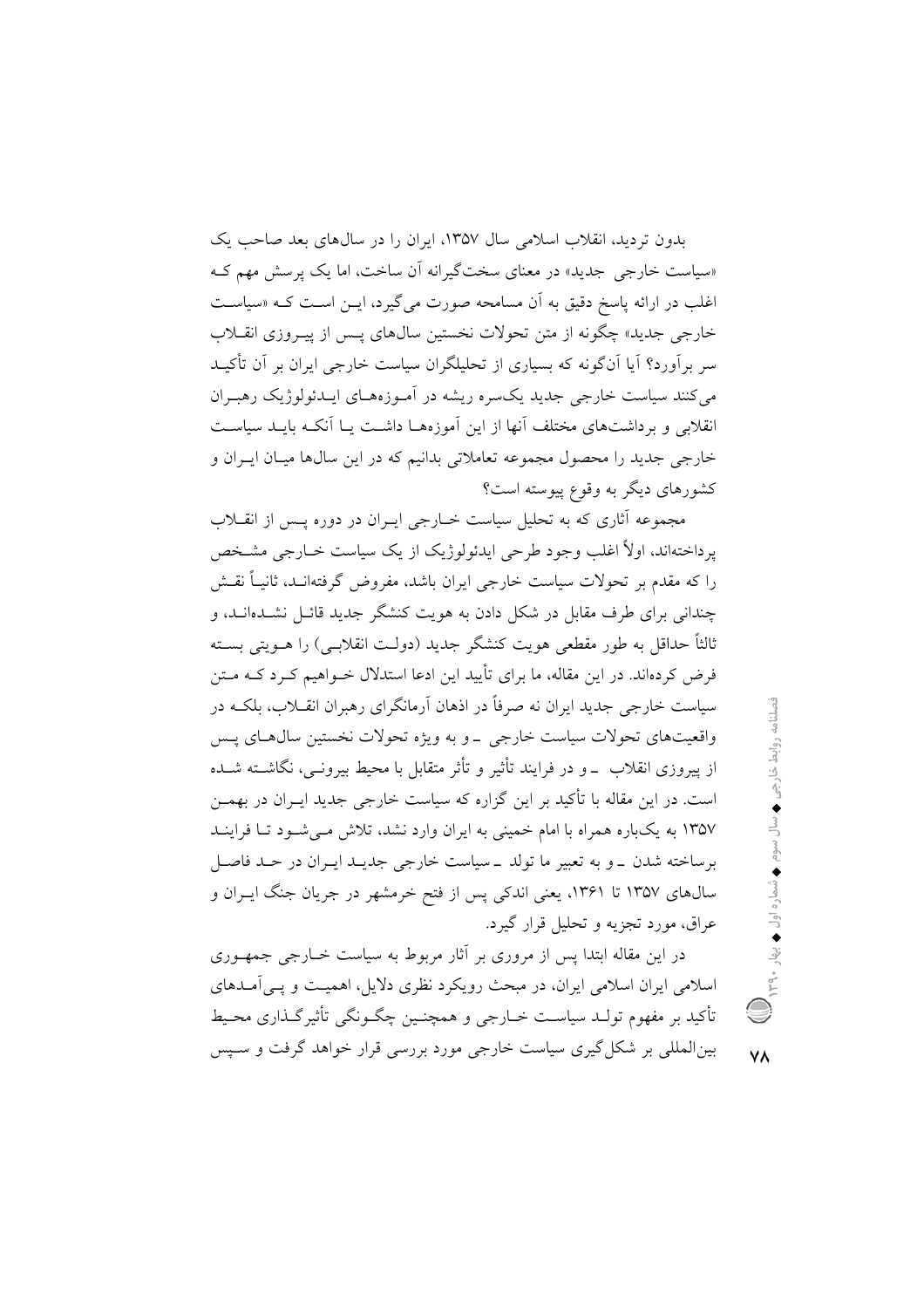بدون تردید، انقلاب اسلامی سال ۱۳۵۷، ایران را در سال‌های بعد صاحب یک «سیاست خارجی جدید» در معنای سخت‌گیرانه آن ساخت، اما یک پرسش مهم کـه اغلب در ارائه پاسخ دقیق به آن مسامحه صورت می‌گیرد، ایـن اسـت کـه «سیاسـت خارجی جدید» چگونه از متن تحولات نخستین سال‌های پـس از پیـروزی انقـلاب سر برآورد؟ آیا آن‌گونه که بسیاری از تحلیلگران سیاست خارجی ایران بر آن تأکیـد می‌کنند سیاست خارجی جدید یک‌سره ریشه در آمـوزه‌هـای ایـدئولوژیک رهبـران انقلابی و برداشت‌های مختلف آنها از این آموزه‌هـا داشـت یـا آنکـه بایـد سیاسـت خارجی جدید را محصول مجموعه تعاملاتی بدانیم که در این سال‌ها میـان ایـران و کشورهای دیگر به وقوع پیوسته است؟

مجموعه آثاری که به تحلیل سیاست خـارجی ایـران در دوره پـس از انقـلاب پرداخته‌اند، اولاً اغلب وجود طرحی ایدئولوژیک از یک سیاست خـارجی مشـخص را که مقدم بر تحولات سیاست خارجی ایران باشد، مفروض گرفته‌انـد، ثانیـاً نقـش چندانی برای طرف مقابل در شکل دادن به هویت کنشگر جدید قائـل نشـده‌انـد، و ثالثاً حداقل به طور مقطعی هویت کنشگر جدید (دولـت انقلابـی) را هـویتی بسـته فرض کرده‌اند. در این مقاله، ما برای تأیید این ادعا استدلال خـواهیم کـرد کـه مـتن سیاست خارجی جدید ایران نه صرفاً در اذهان آرمانگرای رهبران انقـلاب، بلکـه در واقعیت‌های تحولات سیاست خارجی ـ و به ویژه تحولات نخستین سال‌هـای پـس از پیروزی انقلاب ـ و در فرایند تأثیر و تأثر متقابل با محیط بیرونـی، نگاشـته شـده است. در این مقاله با تأکید بر این گزاره که سیاست خارجی جدید ایـران در بهمـن ۱۳۵۷ به یکباره همراه با امام خمینی به ایران وارد نشد، تلاش مـی‌شـود تـا فراینـد برساخته شدن ـ و به تعبیر ما تولد ـ سیاست خارجی جدیـد ایـران در حـد فاصـل سال‌های ۱۳۵۷ تا ۱۳۶۱، یعنی اندکی پس از فتح خرمشهر در جریان جنگ ایـران و عراق، مورد تجزیه و تحلیل قرار گیرد.

در این مقاله ابتدا پس از مروری بر آثار مربوط به سیاست خـارجی جمهـوری اسلامی ایران، در مبحث رویکرد نظری دلایل، اهمیـت و پـی‌آمـدهای تأکید بر مفهوم تولـد سیاسـت خـارجی و همچنـین چگـونگی تأثیرگـذاری محـیط بین‌المللی بر شکل‌گیری سیاست خارجی مورد بررسی قرار خواهد گرفت و سـپس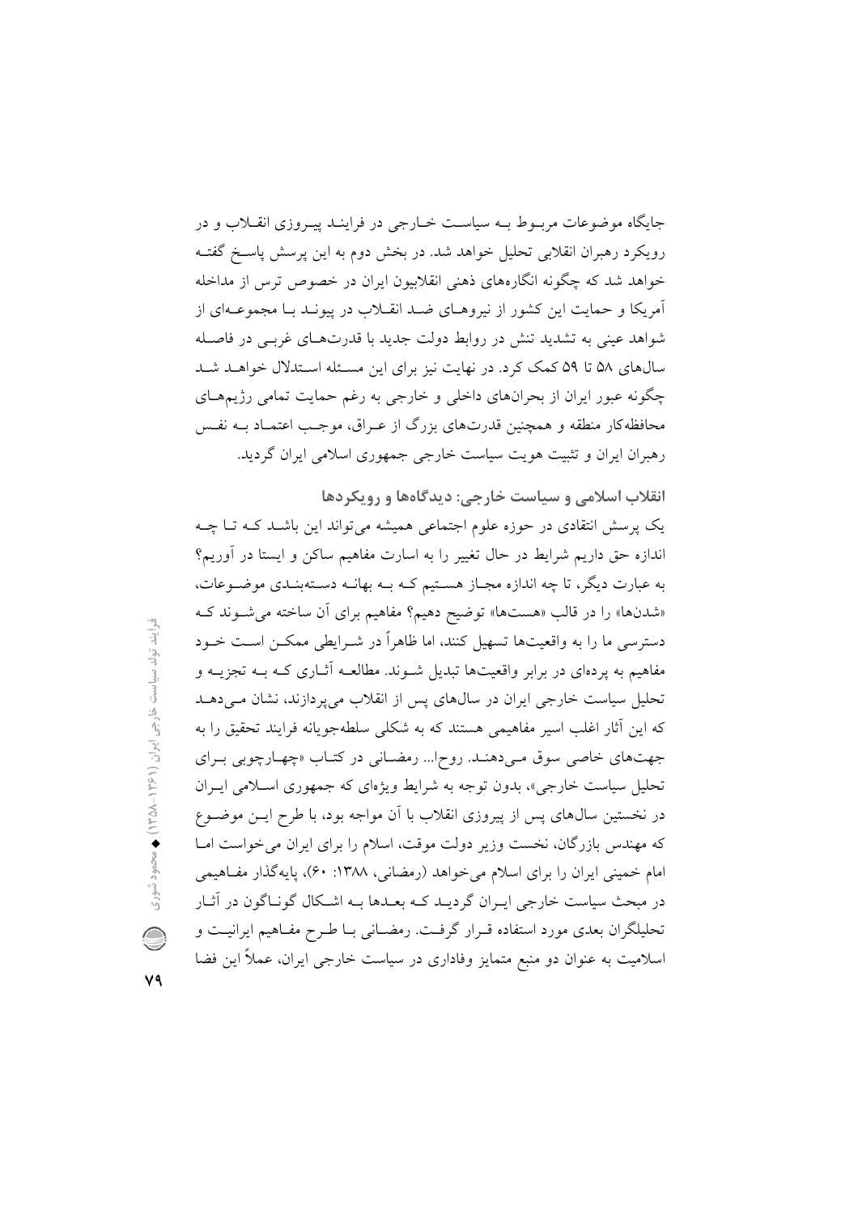جایگاه موضوعات مربوط به سیاست خارجی در فرایند پیروزی انقلاب و در رویکرد رهبران انقلابی تحلیل خواهد شد. در بخش دوم به این پرسش پاسخ گفته خواهد شد که چگونه انگاره‌های ذهنی انقلابیون ایران در خصوص ترس از مداخله آمریکا و حمایت این کشور از نیروهای ضد انقلاب در پیوند با مجموعه‌ای از شواهد عینی به تشدید تنش در روابط دولت جدید با قدرت‌های غربی در فاصله سال‌های ۵۸ تا ۵۹ کمک کرد. در نهایت نیز برای این مسئله استدلال خواهد شد چگونه عبور ایران از بحران‌های داخلی و خارجی به رغم حمایت تمامی رژیم‌های محافظه‌کار منطقه و همچنین قدرت‌های بزرگ از عراق، موجب اعتماد به نفس رهبران ایران و تثبیت هویت سیاست خارجی جمهوری اسلامی ایران گردید.

### انقلاب اسلامی و سیاست خارجی: دیدگاه‌ها و رویکردها

یک پرسش انتقادی در حوزه علوم اجتماعی همیشه می‌تواند این باشد که تا چه اندازه حق داریم شرایط در حال تغییر را به اسارت مفاهیم ساکن و ایستا در آوریم؟ به عبارت دیگر، تا چه اندازه مجاز هستیم که به بهانه دسته‌بندی موضوعات، «شدن‌ها» را در قالب «هست‌ها» توضیح دهیم؟ مفاهیم برای آن ساخته می‌شوند که دسترسی ما را به واقعیت‌ها تسهیل کنند، اما ظاهراً در شرایطی ممکن است خود مفاهیم به پرده‌ای در برابر واقعیت‌ها تبدیل شوند. مطالعه آثاری که به تجزیه و تحلیل سیاست خارجی ایران در سال‌های پس از انقلاب می‌پردازند، نشان می‌دهد که این آثار اغلب اسیر مفاهیمی هستند که به شکلی سلطه‌جویانه فرایند تحقیق را به جهت‌های خاصی سوق می‌دهند. روح‌ا... رمضانی در کتاب «چهارچوبی برای تحلیل سیاست خارجی»، بدون توجه به شرایط ویژه‌ای که جمهوری اسلامی ایران در نخستین سال‌های پس از پیروزی انقلاب با آن مواجه بود، با طرح این موضوع که مهندس بازرگان، نخست وزیر دولت موقت، اسلام را برای ایران می‌خواست اما امام خمینی ایران را برای اسلام می‌خواهد (رمضانی، ۱۳۸۸: ۶۰)، پایه‌گذار مفاهیمی در مبحث سیاست خارجی ایران گردید که بعدها به اشکال گوناگون در آثار تحلیلگران بعدی مورد استفاده قرار گرفت. رمضانی با طرح مفاهیم ایرانیت و اسلامیت به عنوان دو منبع متمایز وفاداری در سیاست خارجی ایران، عملاً این فضا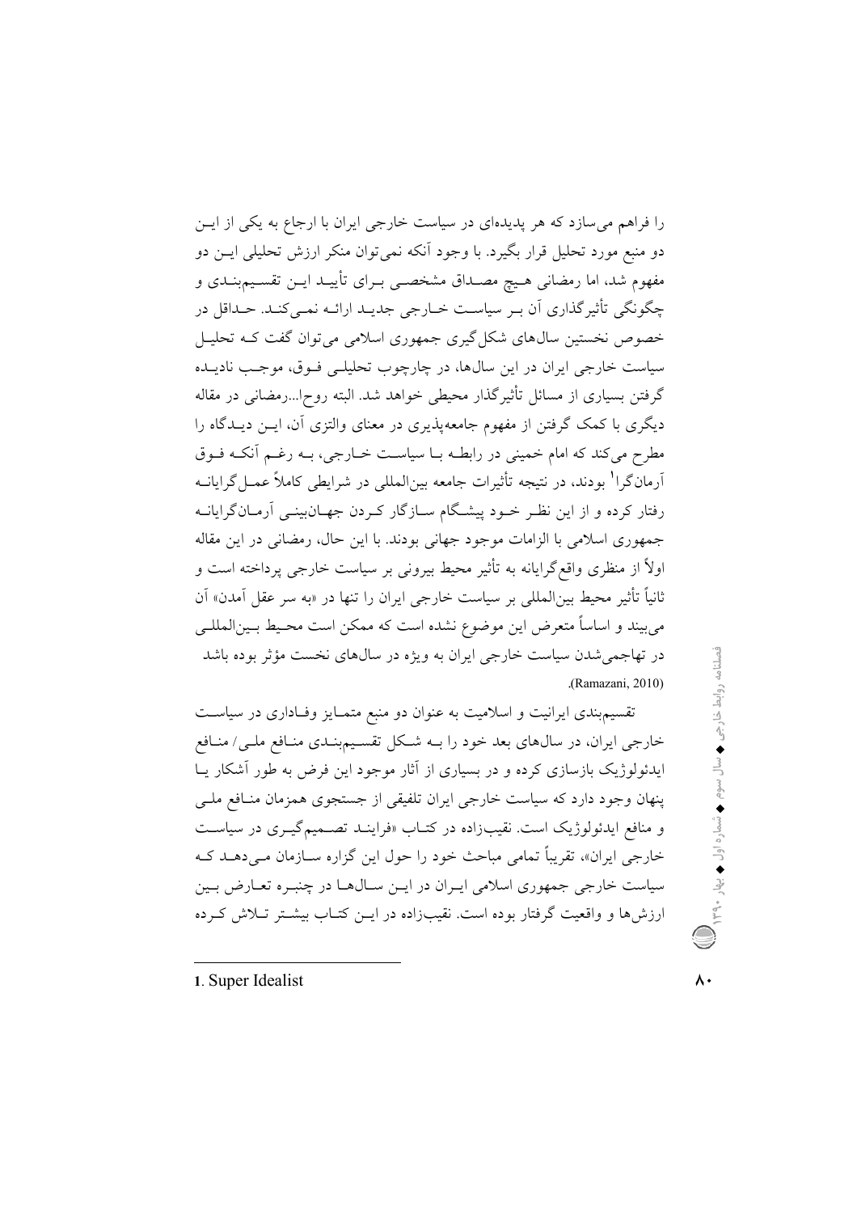را فراهم می‌سازد که هر پدیده‌ای در سیاست خارجی ایران با ارجاع به یکی از این دو منبع مورد تحلیل قرار بگیرد. با وجود آنکه نمی‌توان منکر ارزش تحلیلی این دو مفهوم شد، اما رمضانی هیچ مصداق مشخصی برای تأیید این تقسیم‌بندی و چگونگی تأثیرگذاری آن بر سیاست خارجی جدید ارائه نمی‌کند. حداقل در خصوص نخستین سال‌های شکل‌گیری جمهوری اسلامی می‌توان گفت که تحلیل سیاست خارجی ایران در این سال‌ها، در چارچوب تحلیلی فوق، موجب نادیده گرفتن بسیاری از مسائل تأثیرگذار محیطی خواهد شد. البته روحا...رمضانی در مقاله دیگری با کمک گرفتن از مفهوم جامعه‌پذیری در معنای والتزی آن، این دیدگاه را مطرح می‌کند که امام خمینی در رابطه با سیاست خارجی، به رغم آنکه فوق آرمان‌گرا[1] بودند، در نتیجه تأثیرات جامعه بین‌المللی در شرایطی کاملاً عمل‌گرایانه رفتار کرده و از این نظر خود پیشگام سازگار کردن جهان‌بینی آرمان‌گرایانه جمهوری اسلامی با الزامات موجود جهانی بودند. با این حال، رمضانی در این مقاله اولاً از منظری واقع‌گرایانه به تأثیر محیط بیرونی بر سیاست خارجی پرداخته است و ثانیاً تأثیر محیط بین‌المللی بر سیاست خارجی ایران را تنها در «به سر عقل آمدن» آن می‌بیند و اساساً متعرض این موضوع نشده است که ممکن است محیط بین‌المللی در تهاجمی‌شدن سیاست خارجی ایران به ویژه در سال‌های نخست مؤثر بوده باشد .(Ramazani, 2010)

تقسیم‌بندی ایرانیت و اسلامیت به عنوان دو منبع متمایز وفاداری در سیاست خارجی ایران، در سال‌های بعد خود را به شکل تقسیم‌بندی منافع ملی/ منافع ایدئولوژیک بازسازی کرده و در بسیاری از آثار موجود این فرض به طور آشکار یا پنهان وجود دارد که سیاست خارجی ایران تلفیقی از جستجوی همزمان منافع ملی و منافع ایدئولوژیک است. نقیب‌زاده در کتاب «فرایند تصمیم‌گیری در سیاست خارجی ایران»، تقریباً تمامی مباحث خود را حول این گزاره سازمان می‌دهد که سیاست خارجی جمهوری اسلامی ایران در این سال‌ها در چنبره تعارض بین ارزش‌ها و واقعیت گرفتار بوده است. نقیب‌زاده در این کتاب بیشتر تلاش کرده

---

1. Super Idealist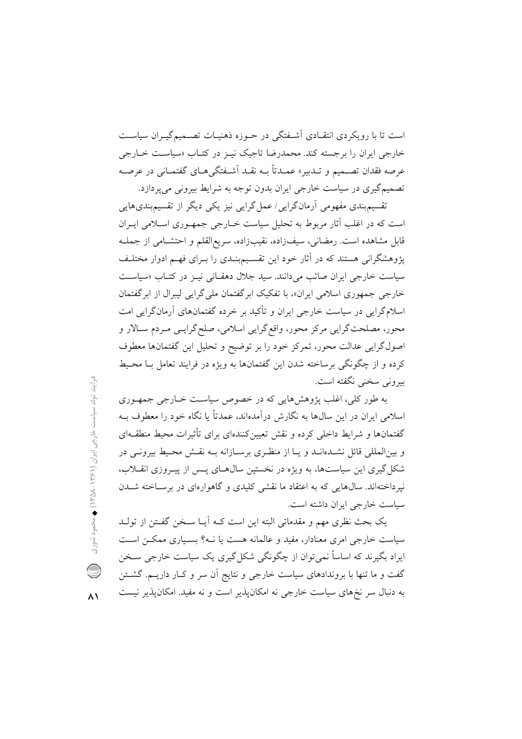است تا با رویکردی انتقادی آشفتگی در حوزه ذهنیات تصمیم‌گیران سیاست خارجی ایران را برجسته کند. محمدرضا تاجیک نیز در کتاب «سیاست خارجی عرصه فقدان تصمیم و تدبیر» عمدتاً به نقد آشفتگی‌های گفتمانی در عرصه تصمیم‌گیری در سیاست خارجی ایران بدون توجه به شرایط بیرونی می‌پردازد.

تقسیم‌بندی مفهومی آرمان‌گرایی/ عمل‌گرایی نیز یکی دیگر از تقسیم‌بندی‌هایی است که در اغلب آثار مربوط به تحلیل سیاست خارجی جمهوری اسلامی ایران قابل مشاهده است. رمضانی، سیف‌زاده، نقیب‌زاده، سریع‌القلم و احتشامی از جمله پژوهشگرانی هستند که در آثار خود این تقسیم‌بندی را برای فهم ادوار مختلف سیاست خارجی ایران صائب می‌دانند. سید جلال دهقانی نیز در کتاب «سیاست خارجی جمهوری اسلامی ایران»، با تفکیک ابرگفتمان ملی‌گرایی لیبرال از ابرگفتمان اسلام‌گرایی در سیاست خارجی ایران و تأکید بر خرده گفتمان‌های آرمان‌گرایی امت محور، مصلحت‌گرایی مرکز محور، واقع‌گرایی اسلامی، صلح‌گرایی مردم سالار و اصول‌گرایی عدالت محور، تمرکز خود را بر توضیح و تحلیل این گفتمان‌ها معطوف کرده و از چگونگی برساخته شدن این گفتمان‌ها به ویژه در فرایند تعامل با محیط بیرونی سخنی نگفته است.

به طور کلی، اغلب پژوهش‌هایی که در خصوص سیاست خارجی جمهوری اسلامی ایران در این سال‌ها به نگارش درآمده‌اند، عمدتاً یا نگاه خود را معطوف به گفتمان‌ها و شرایط داخلی کرده و نقش تعیین‌کننده‌ای برای تأثیرات محیط منطقه‌ای و بین‌المللی قائل نشده‌اند و یا از منظری برسازانه به نقش محیط بیرونی در شکل‌گیری این سیاست‌ها، به ویژه در نخستین سال‌های پس از پیروزی انقلاب، نپرداخته‌اند. سال‌هایی که به اعتقاد ما نقشی کلیدی و گاهواره‌ای در برساخته شدن سیاست خارجی ایران داشته است.

یک بحث نظری مهم و مقدماتی البته این است که آیا سخن گفتن از تولد سیاست خارجی امری معنادار، مفید و عالمانه هست یا نه؟ بسیاری ممکن است ایراد بگیرند که اساساً نمی‌توان از چگونگی شکل‌گیری یک سیاست خارجی سخن گفت و ما تنها با بروندادهای سیاست خارجی و نتایج آن سر و کار داریم. گشتن به دنبال سر نخ‌های سیاست خارجی نه امکان‌پذیر است و نه مفید. امکان‌پذیر نیست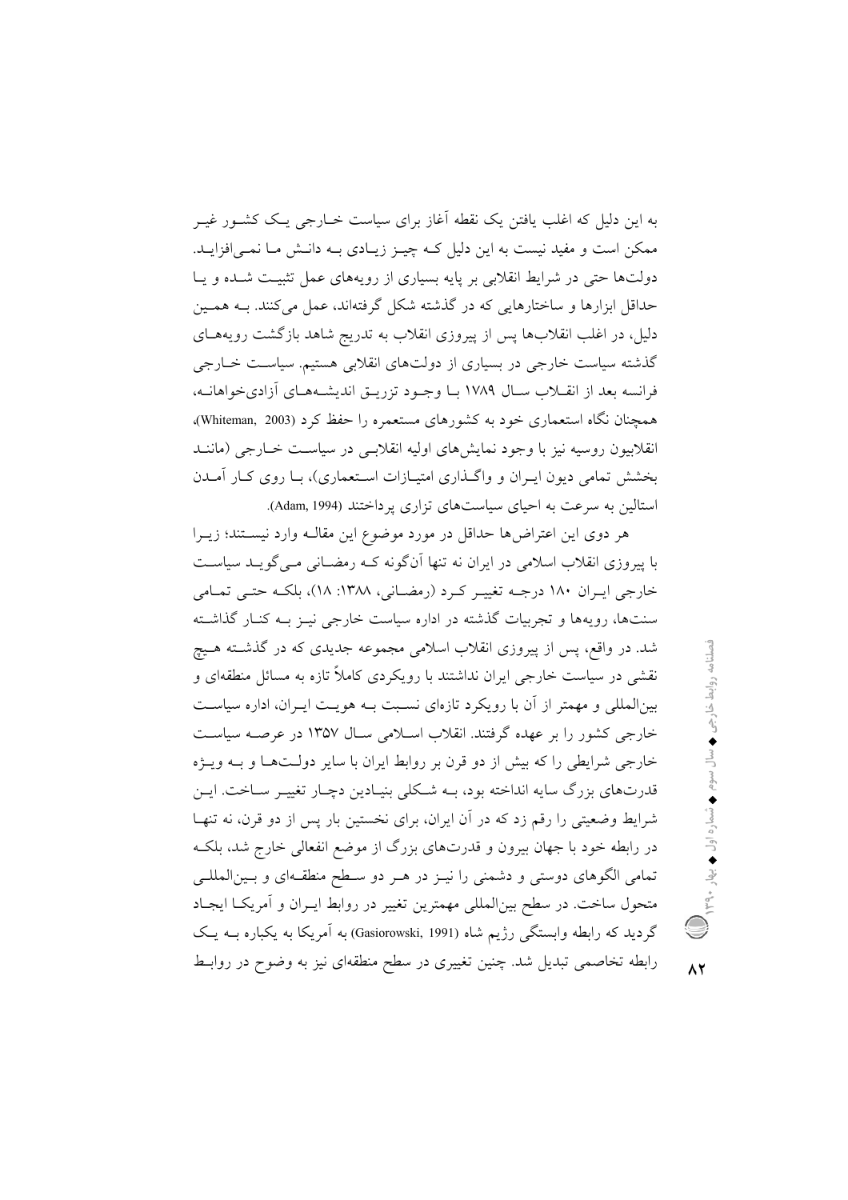به این دلیل که اغلب یافتن یک نقطه آغاز برای سیاست خارجی یک کشور غیر ممکن است و مفید نیست به این دلیل که چیز زیادی به دانش ما نمی‌افزاید. دولت‌ها حتی در شرایط انقلابی بر پایه بسیاری از رویه‌های عمل تثبیت شده و یا حداقل ابزارها و ساختارهایی که در گذشته شکل گرفته‌اند، عمل می‌کنند. به همین دلیل، در اغلب انقلاب‌ها پس از پیروزی انقلاب به تدریج شاهد بازگشت رویه‌های گذشته سیاست خارجی در بسیاری از دولت‌های انقلابی هستیم. سیاست خارجی فرانسه بعد از انقلاب سال ۱۷۸۹ با وجود تزریق اندیشه‌های آزادی‌خواهانه، همچنان نگاه استعماری خود به کشورهای مستعمره را حفظ کرد (Whiteman, 2003)، انقلابیون روسیه نیز با وجود نمایش‌های اولیه انقلابی در سیاست خارجی (مانند بخشش تمامی دیون ایران و واگذاری امتیازات استعماری)، با روی کار آمدن استالین به سرعت به احیای سیاست‌های تزاری پرداختند (Adam, 1994).

هر دوی این اعتراض‌ها حداقل در مورد موضوع این مقاله وارد نیستند؛ زیرا با پیروزی انقلاب اسلامی در ایران نه تنها آن‌گونه که رمضانی می‌گوید سیاست خارجی ایران ۱۸۰ درجه تغییر کرد (رمضانی، ۱۳۸۸: ۱۸)، بلکه حتی تمامی سنت‌ها، رویه‌ها و تجربیات گذشته در اداره سیاست خارجی نیز به کنار گذاشته شد. در واقع، پس از پیروزی انقلاب اسلامی مجموعه جدیدی که در گذشته هیچ نقشی در سیاست خارجی ایران نداشتند با رویکردی کاملاً تازه به مسائل منطقه‌ای و بین‌المللی و مهمتر از آن با رویکرد تازه‌ای نسبت به هویت ایران، اداره سیاست خارجی کشور را بر عهده گرفتند. انقلاب اسلامی سال ۱۳۵۷ در عرصه سیاست خارجی شرایطی را که بیش از دو قرن بر روابط ایران با سایر دولت‌ها و به ویژه قدرت‌های بزرگ سایه انداخته بود، به شکلی بنیادین دچار تغییر ساخت. این شرایط وضعیتی را رقم زد که در آن ایران، برای نخستین بار پس از دو قرن، نه تنها در رابطه خود با جهان بیرون و قدرت‌های بزرگ از موضع انفعالی خارج شد، بلکه تمامی الگوهای دوستی و دشمنی را نیز در هر دو سطح منطقه‌ای و بین‌المللی متحول ساخت. در سطح بین‌المللی مهمترین تغییر در روابط ایران و آمریکا ایجاد گردید که رابطه وابستگی رژیم شاه (Gasiorowski, 1991) به آمریکا به یکباره به یک رابطه تخاصمی تبدیل شد. چنین تغییری در سطح منطقه‌ای نیز به وضوح در روابط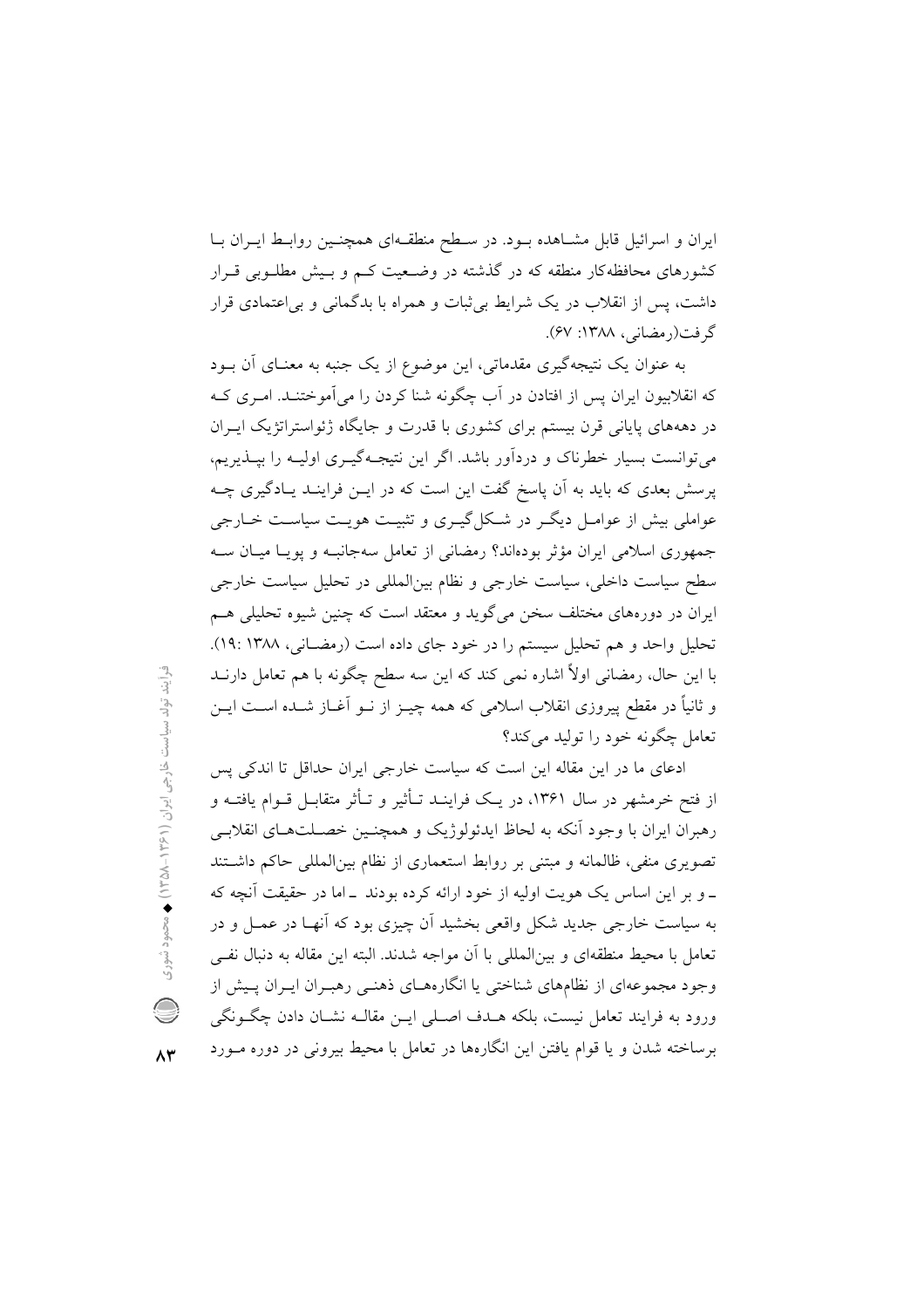ایران و اسرائیل قابل مشاهده بود. در سطح منطقه‌ای همچنین روابط ایران با کشورهای محافظه‌کار منطقه که در گذشته در وضعیت کم و بیش مطلوبی قرار داشت، پس از انقلاب در یک شرایط بی‌ثبات و همراه با بدگمانی و بی‌اعتمادی قرار گرفت(رمضانی، ۱۳۸۸: ۶۷).

به عنوان یک نتیجه‌گیری مقدماتی، این موضوع از یک جنبه به معنای آن بود که انقلابیون ایران پس از افتادن در آب چگونه شنا کردن را می‌آموختند. امری که در دهه‌های پایانی قرن بیستم برای کشوری با قدرت و جایگاه ژئواستراتژیک ایران می‌توانست بسیار خطرناک و دردآور باشد. اگر این نتیجه‌گیری اولیه را بپذیریم، پرسش بعدی که باید به آن پاسخ گفت این است که در این فرایند یادگیری چه عواملی بیش از عوامل دیگر در شکل‌گیری و تثبیت هویت سیاست خارجی جمهوری اسلامی ایران مؤثر بوده‌اند؟ رمضانی از تعامل سه‌جانبه و پویا میان سه سطح سیاست داخلی، سیاست خارجی و نظام بین‌المللی در تحلیل سیاست خارجی ایران در دوره‌های مختلف سخن می‌گوید و معتقد است که چنین شیوه تحلیلی هم تحلیل واحد و هم تحلیل سیستم را در خود جای داده است (رمضانی، ۱۳۸۸ :۱۹). با این حال، رمضانی اولاً اشاره نمی کند که این سه سطح چگونه با هم تعامل دارند و ثانیاً در مقطع پیروزی انقلاب اسلامی که همه چیز از نو آغاز شده است این تعامل چگونه خود را تولید می‌کند؟

ادعای ما در این مقاله این است که سیاست خارجی ایران حداقل تا اندکی پس از فتح خرمشهر در سال ۱۳۶۱، در یک فرایند تأثیر و تأثر متقابل قوام یافته و رهبران ایران با وجود آنکه به لحاظ ایدئولوژیک و همچنین خصلت‌های انقلابی تصویری منفی، ظالمانه و مبتنی بر روابط استعماری از نظام بین‌المللی حاکم داشتند ـ و بر این اساس یک هویت اولیه از خود ارائه کرده بودند ـ اما در حقیقت آنچه که به سیاست خارجی جدید شکل واقعی بخشید آن چیزی بود که آنها در عمل و در تعامل با محیط منطقه‌ای و بین‌المللی با آن مواجه شدند. البته این مقاله به دنبال نفی وجود مجموعه‌ای از نظام‌های شناختی یا انگاره‌های ذهنی رهبران ایران پیش از ورود به فرایند تعامل نیست، بلکه هدف اصلی این مقاله نشان دادن چگونگی برساخته شدن و یا قوام یافتن این انگاره‌ها در تعامل با محیط بیرونی در دوره مورد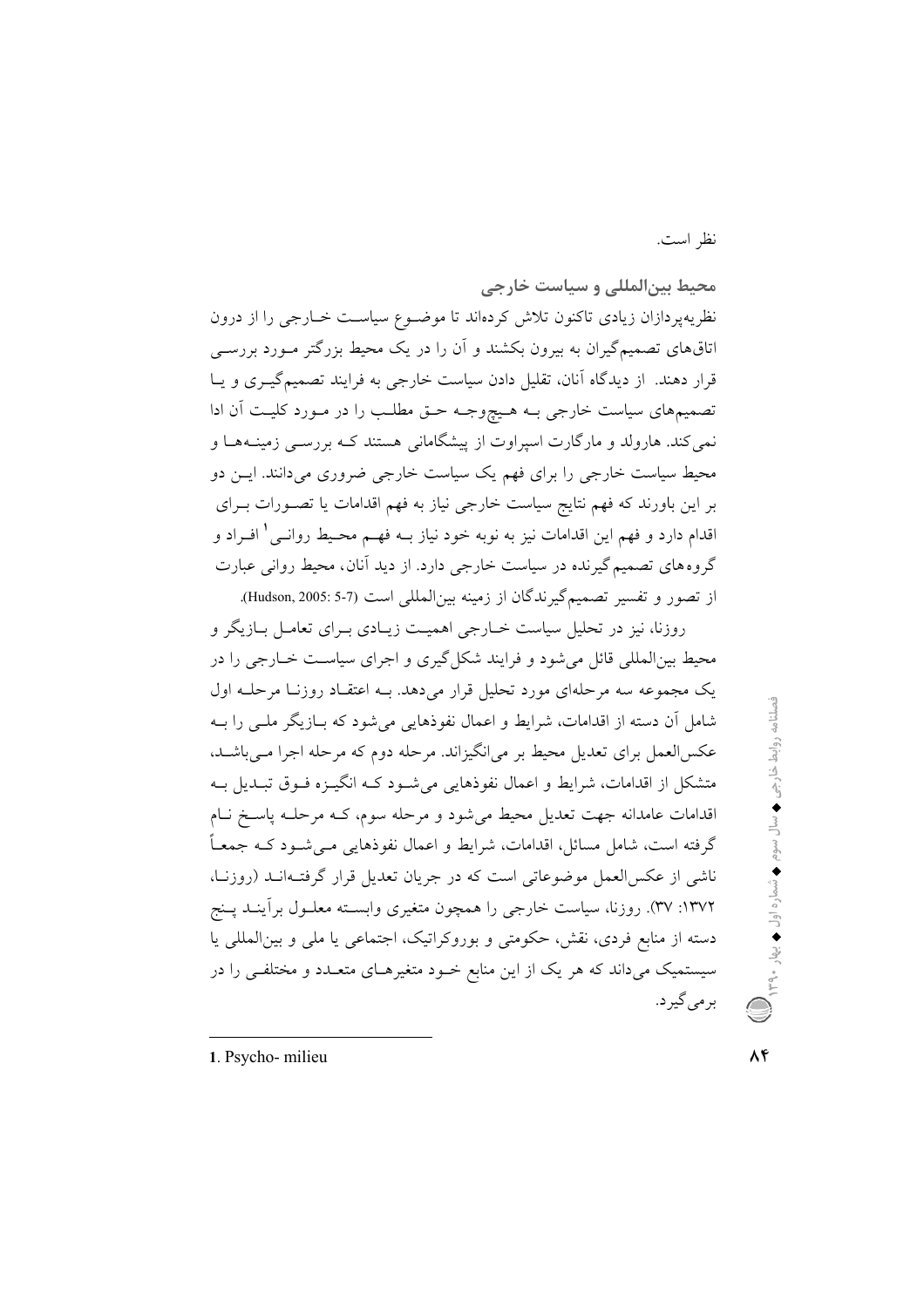نظر است.

### محیط بین‌المللی و سیاست خارجی

نظریه‌پردازان زیادی تاکنون تلاش کرده‌اند تا موضوع سیاست خارجی را از درون اتاق‌های تصمیم‌گیران به بیرون بکشند و آن را در یک محیط بزرگتر مورد بررسی قرار دهند. از دیدگاه آنان، تقلیل دادن سیاست خارجی به فرایند تصمیم‌گیری و یا تصمیم‌های سیاست خارجی به هیچ‌وجه حق مطلب را در مورد کلیت آن ادا نمی‌کند. هارولد و مارگارت اسپراوت از پیشگامانی هستند که بررسی زمینه‌ها و محیط سیاست خارجی را برای فهم یک سیاست خارجی ضروری می‌دانند. این دو بر این باورند که فهم نتایج سیاست خارجی نیاز به فهم اقدامات یا تصورات برای اقدام دارد و فهم این اقدامات نیز به نوبه خود نیاز به فهم محیط روانی[1] افراد و گروه‌های تصمیم‌گیرنده در سیاست خارجی دارد. از دید آنان، محیط روانی عبارت از تصور و تفسیر تصمیم‌گیرندگان از زمینه بین‌المللی است (Hudson, 2005: 5-7).

روزنا، نیز در تحلیل سیاست خارجی اهمیت زیادی برای تعامل بازیگر و محیط بین‌المللی قائل می‌شود و فرایند شکل‌گیری و اجرای سیاست خارجی را در یک مجموعه سه مرحله‌ای مورد تحلیل قرار می‌دهد. به اعتقاد روزنا مرحله اول شامل آن دسته از اقدامات، شرایط و اعمال نفوذهایی می‌شود که بازیگر ملی را به عکس‌العمل برای تعدیل محیط بر می‌انگیزاند. مرحله دوم که مرحله اجرا می‌باشد، متشکل از اقدامات، شرایط و اعمال نفوذهایی می‌شود که انگیزه فوق تبدیل به اقدامات عامدانه جهت تعدیل محیط می‌شود و مرحله سوم، که مرحله پاسخ نام گرفته است، شامل مسائل، اقدامات، شرایط و اعمال نفوذهایی می‌شود که جمعاً ناشی از عکس‌العمل موضوعاتی است که در جریان تعدیل قرار گرفته‌اند (روزنا، ۱۳۷۲: ۳۷). روزنا، سیاست خارجی را همچون متغیری وابسته معلول برآیند پنج دسته از منابع فردی، نقش، حکومتی و بوروکراتیک، اجتماعی یا ملی و بین‌المللی یا سیستمیک می‌داند که هر یک از این منابع خود متغیرهای متعدد و مختلفی را در برمی‌گیرد.

---

1. Psycho- milieu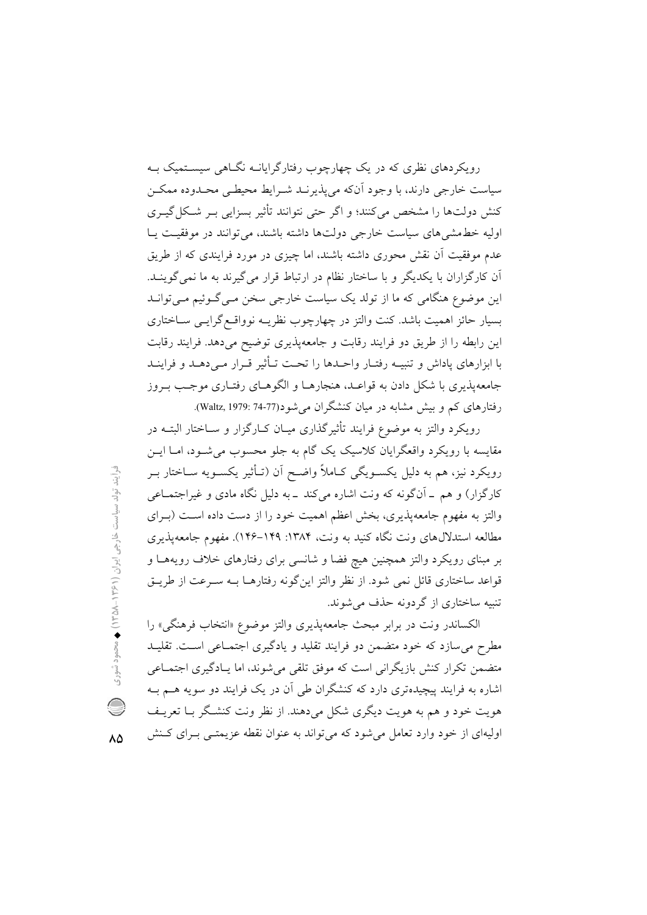رویکردهای نظری که در یک چهارچوب رفتارگرایانه نگاهی سیستمیک به سیاست خارجی دارند، با وجود آن‌که می‌پذیرند شرایط محیطی محدوده ممکن کنش دولت‌ها را مشخص می‌کنند؛ و اگر حتی نتوانند تأثیر بسزایی بر شکل‌گیری اولیه خط‌مشی‌های سیاست خارجی دولت‌ها داشته باشند، می‌توانند در موفقیت یا عدم موفقیت آن نقش محوری داشته باشند، اما چیزی در مورد فرایندی که از طریق آن کارگزاران با یکدیگر و با ساختار نظام در ارتباط قرار می‌گیرند به ما نمی‌گویند. این موضوع هنگامی که ما از تولد یک سیاست خارجی سخن می‌گوئیم می‌تواند بسیار حائز اهمیت باشد. کنت والتز در چهارچوب نظریه نوواقع‌گرایی ساختاری این رابطه را از طریق دو فرایند رقابت و جامعه‌پذیری توضیح می‌دهد. فرایند رقابت با ابزارهای پاداش و تنبیه رفتار واحدها را تحت تأثیر قرار می‌دهد و فرایند جامعه‌پذیری با شکل دادن به قواعد، هنجارها و الگوهای رفتاری موجب بروز رفتارهای کم و بیش مشابه در میان کنشگران می‌شود(Waltz, 1979: 74-77).

رویکرد والتز به موضوع فرایند تأثیرگذاری میان کارگزار و ساختار البته در مقایسه با رویکرد واقعگرایان کلاسیک یک گام به جلو محسوب می‌شود، اما این رویکرد نیز، هم به دلیل یکسویگی کاملاً واضح آن (تأثیر یکسویه ساختار بر کارگزار) و هم ـ آن‌گونه که ونت اشاره می‌کند ـ به دلیل نگاه مادی و غیراجتماعی والتز به مفهوم جامعه‌پذیری، بخش اعظم اهمیت خود را از دست داده است (برای مطالعه استدلال‌های ونت نگاه کنید به ونت، ۱۳۸۴: ۱۴۹-۱۴۶). مفهوم جامعه‌پذیری بر مبنای رویکرد والتز همچنین هیچ فضا و شانسی برای رفتارهای خلاف رویه‌ها و قواعد ساختاری قائل نمی شود. از نظر والتز این‌گونه رفتارها به سرعت از طریق تنبیه ساختاری از گردونه حذف می‌شوند.

الکساندر ونت در برابر مبحث جامعه‌پذیری والتز موضوع «انتخاب فرهنگی» را مطرح می‌سازد که خود متضمن دو فرایند تقلید و یادگیری اجتماعی است. تقلید متضمن تکرار کنش بازیگرانی است که موفق تلقی می‌شوند، اما یادگیری اجتماعی اشاره به فرایند پیچیده‌تری دارد که کنشگران طی آن در یک فرایند دو سویه هم به هویت خود و هم به هویت دیگری شکل می‌دهند. از نظر ونت کنشگر با تعریف اولیه‌ای از خود وارد تعامل می‌شود که می‌تواند به عنوان نقطه عزیمتی برای کنش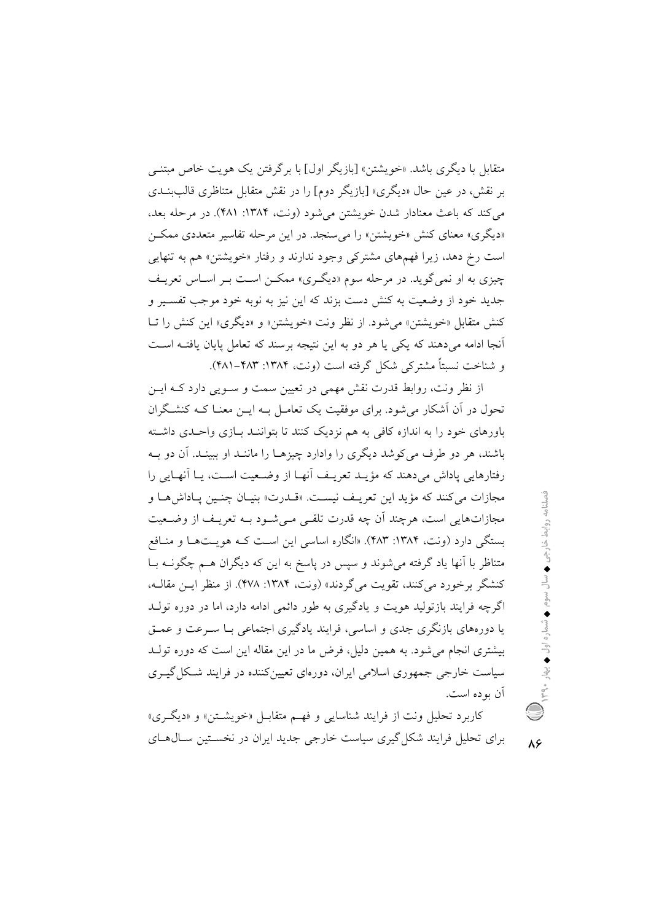متقابل با دیگری باشد. «خویشتن» [بازیگر اول] با برگرفتن یک هویت خاص مبتنی بر نقش، در عین حال «دیگری» [بازیگر دوم] را در نقش متقابل متناظری قالب‌بندی می‌کند که باعث معنادار شدن خویشتن می‌شود (ونت، ۱۳۸۴: ۴۸۱). در مرحله بعد، «دیگری» معنای کنش «خویشتن» را می‌سنجد. در این مرحله تفاسیر متعددی ممکن است رخ دهد، زیرا فهم‌های مشترکی وجود ندارند و رفتار «خویشتن» هم به تنهایی چیزی به او نمی‌گوید. در مرحله سوم «دیگری» ممکن است بر اساس تعریف جدید خود از وضعیت به کنش دست بزند که این نیز به نوبه خود موجب تفسیر و کنش متقابل «خویشتن» می‌شود. از نظر ونت «خویشتن» و «دیگری» این کنش را تا آنجا ادامه می‌دهند که یکی یا هر دو به این نتیجه برسند که تعامل پایان یافته است و شناخت نسبتاً مشترکی شکل گرفته است (ونت، ۱۳۸۴: ۴۸۳-۴۸۱).

از نظر ونت، روابط قدرت نقش مهمی در تعیین سمت و سویی دارد که این تحول در آن آشکار می‌شود. برای موفقیت یک تعامل به این معنا که کنشگران باورهای خود را به اندازه کافی به هم نزدیک کنند تا بتوانند بازی واحدی داشته باشند، هر دو طرف می‌کوشد دیگری را وادارد چیزها را مانند او ببیند. آن دو به رفتارهایی پاداش می‌دهند که مؤید تعریف آنها از وضعیت است، یا آنهایی را مجازات می‌کنند که مؤید این تعریف نیست. «قدرت» بنیان چنین پاداش‌ها و مجازات‌هایی است، هرچند آن چه قدرت تلقی می‌شود به تعریف از وضعیت بستگی دارد (ونت، ۱۳۸۴: ۴۸۳). «انگاره اساسی این است که هویت‌ها و منافع متناظر با آنها یاد گرفته می‌شوند و سپس در پاسخ به این که دیگران هم چگونه با کنشگر برخورد می‌کنند، تقویت می‌گردند» (ونت، ۱۳۸۴: ۴۷۸). از منظر این مقاله، اگرچه فرایند بازتولید هویت و یادگیری به طور دائمی ادامه دارد، اما در دوره تولد یا دوره‌های بازنگری جدی و اساسی، فرایند یادگیری اجتماعی با سرعت و عمق بیشتری انجام می‌شود. به همین دلیل، فرض ما در این مقاله این است که دوره تولد سیاست خارجی جمهوری اسلامی ایران، دوره‌ای تعیین‌کننده در فرایند شکل‌گیری آن بوده است.

کاربرد تحلیل ونت از فرایند شناسایی و فهم متقابل «خویشتن» و «دیگری» برای تحلیل فرایند شکل‌گیری سیاست خارجی جدید ایران در نخستین سال‌های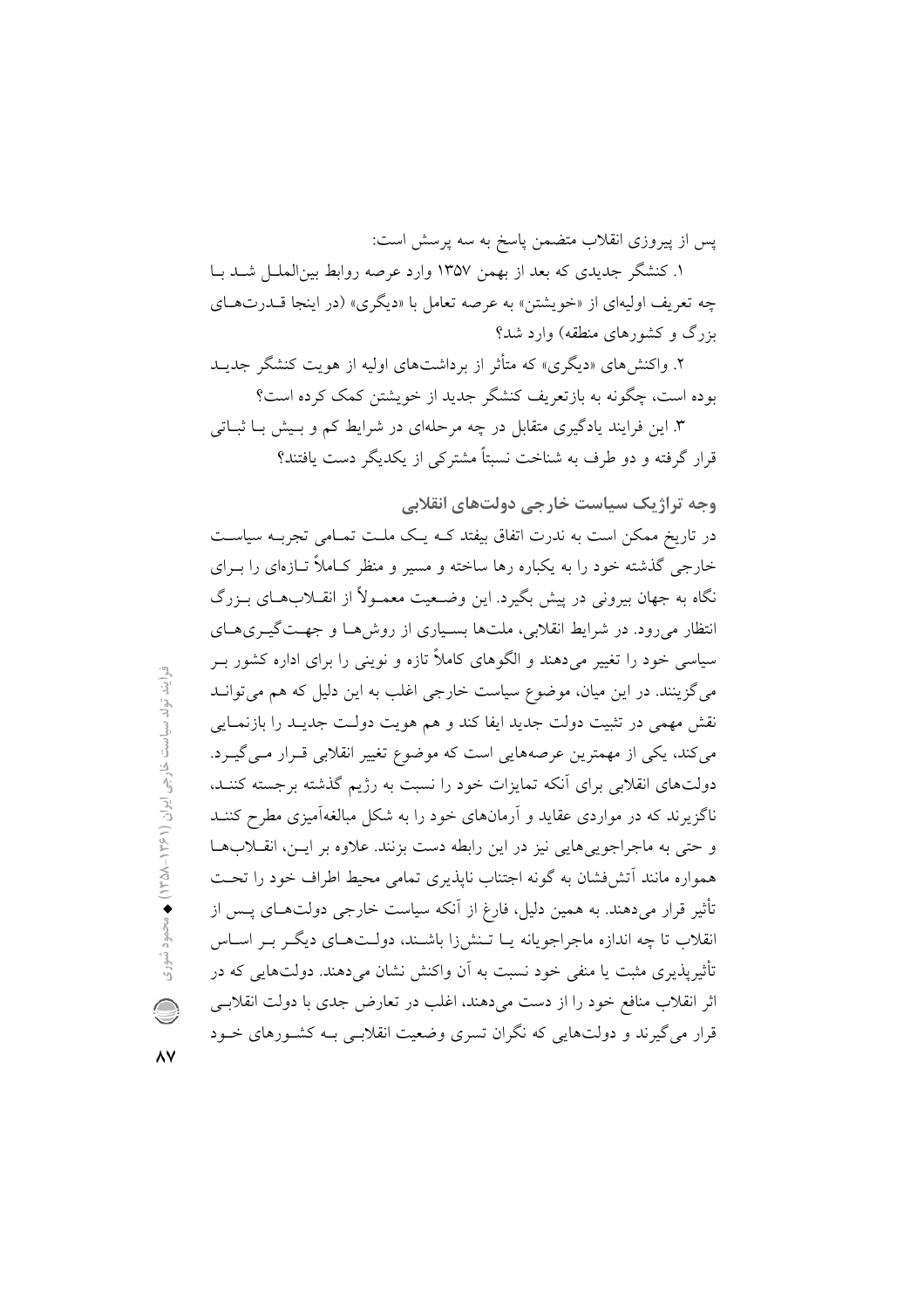پس از پیروزی انقلاب متضمن پاسخ به سه پرسش است:

۱. کنشگر جدیدی که بعد از بهمن ۱۳۵۷ وارد عرصه روابط بین‌الملل شد با چه تعریف اولیه‌ای از «خویشتن» به عرصه تعامل با «دیگری» (در اینجا قدرت‌های بزرگ و کشورهای منطقه) وارد شد؟

۲. واکنش‌های «دیگری» که متأثر از برداشت‌های اولیه از هویت کنشگر جدید بوده است، چگونه به بازتعریف کنشگر جدید از خویشتن کمک کرده است؟

۳. این فرایند یادگیری متقابل در چه مرحله‌ای در شرایط کم و بیش با ثباتی قرار گرفته و دو طرف به شناخت نسبتاً مشترکی از یکدیگر دست یافتند؟

### وجه تراژیک سیاست خارجی دولت‌های انقلابی

در تاریخ ممکن است به ندرت اتفاق بیفتد که یک ملت تمامی تجربه سیاست خارجی گذشته خود را به یکباره رها ساخته و مسیر و منظر کاملاً تازه‌ای را برای نگاه به جهان بیرونی در پیش بگیرد. این وضعیت معمولاً از انقلاب‌های بزرگ انتظار می‌رود. در شرایط انقلابی، ملت‌ها بسیاری از روش‌ها و جهت‌گیری‌های سیاسی خود را تغییر می‌دهند و الگوهای کاملاً تازه و نوینی را برای اداره کشور بر می‌گزینند. در این میان، موضوع سیاست خارجی اغلب به این دلیل که هم می‌تواند نقش مهمی در تثبیت دولت جدید ایفا کند و هم هویت دولت جدید را بازنمایی می‌کند، یکی از مهمترین عرصه‌هایی است که موضوع تغییر انقلابی قرار می‌گیرد. دولت‌های انقلابی برای آنکه تمایزات خود را نسبت به رژیم گذشته برجسته کنند، ناگزیرند که در مواردی عقاید و آرمان‌های خود را به شکل مبالغه‌آمیزی مطرح کنند و حتی به ماجراجویی‌هایی نیز در این رابطه دست بزنند. علاوه بر این، انقلاب‌ها همواره مانند آتش‌فشان به گونه اجتناب ناپذیری تمامی محیط اطراف خود را تحت تأثیر قرار می‌دهند. به همین دلیل، فارغ از آنکه سیاست خارجی دولت‌های پس از انقلاب تا چه اندازه ماجراجویانه یا تنش‌زا باشند، دولت‌های دیگر بر اساس تأثیرپذیری مثبت یا منفی خود نسبت به آن واکنش نشان می‌دهند. دولت‌هایی که در اثر انقلاب منافع خود را از دست می‌دهند، اغلب در تعارض جدی با دولت انقلابی قرار می‌گیرند و دولت‌هایی که نگران تسری وضعیت انقلابی به کشورهای خود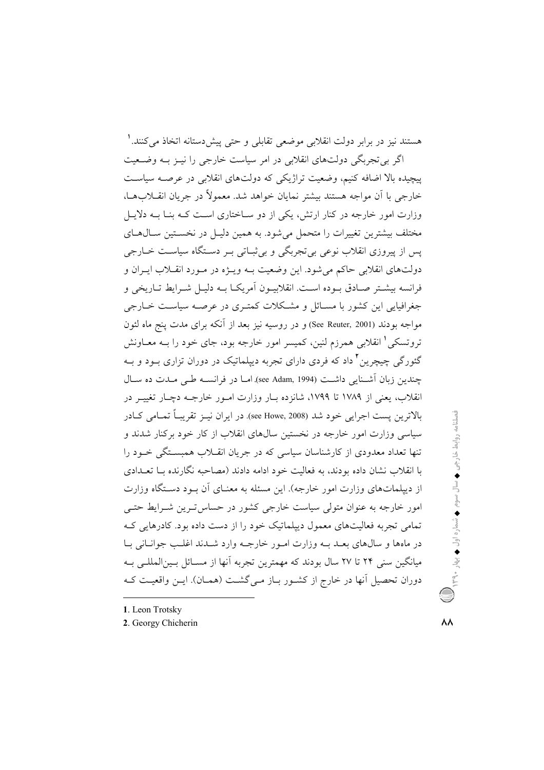هستند نیز در برابر دولت انقلابی موضعی تقابلی و حتی پیش‌دستانه اتخاذ می‌کنند.[1]

اگر بی‌تجربگی دولت‌های انقلابی در امر سیاست خارجی را نیز به وضعیت پیچیده بالا اضافه کنیم، وضعیت تراژیکی که دولت‌های انقلابی در عرصه سیاست خارجی با آن مواجه هستند بیشتر نمایان خواهد شد. معمولاً در جریان انقلاب‌ها، وزارت امور خارجه در کنار ارتش، یکی از دو ساختاری است که بنا به دلایل مختلف بیشترین تغییرات را متحمل می‌شود. به همین دلیل در نخستین سال‌های پس از پیروزی انقلاب نوعی بی‌تجربگی و بی‌ثباتی بر دستگاه سیاست خارجی دولت‌های انقلابی حاکم می‌شود. این وضعیت به ویژه در مورد انقلاب ایران و فرانسه بیشتر صادق بوده است. انقلابیون آمریکا به دلیل شرایط تاریخی و جغرافیایی این کشور با مسائل و مشکلات کمتری در عرصه سیاست خارجی مواجه بودند (See Reuter, 2001) و در روسیه نیز بعد از آنکه برای مدت پنج ماه لئون تروتسکی[1] انقلابی همرزم لنین، کمیسر امور خارجه بود، جای خود را به معاونش گئورگی چیچرین[2] داد که فردی دارای تجربه دیپلماتیک در دوران تزاری بود و به چندین زبان آشنایی داشت (see Adam, 1994). اما در فرانسه طی مدت ده سال انقلاب، یعنی از ۱۷۸۹ تا ۱۷۹۹، شانزده بار وزارت امور خارجه دچار تغییر در بالاترین پست اجرایی خود شد (see Howe, 2008). در ایران نیز تقریباً تمامی کادر سیاسی وزارت امور خارجه در نخستین سال‌های انقلاب از کار خود برکنار شدند و تنها تعداد معدودی از کارشناسان سیاسی که در جریان انقلاب همبستگی خود را با انقلاب نشان داده بودند، به فعالیت خود ادامه دادند (مصاحبه نگارنده با تعدادی از دیپلمات‌های وزارت امور خارجه). این مسئله به معنای آن بود دستگاه وزارت امور خارجه به عنوان متولی سیاست خارجی کشور در حساس‌ترین شرایط حتی تمامی تجربه فعالیت‌های معمول دیپلماتیک خود را از دست داده بود. کادرهایی که در ماه‌ها و سال‌های بعد به وزارت امور خارجه وارد شدند اغلب جوانانی با میانگین سنی ۲۴ تا ۲۷ سال بودند که مهمترین تجربه آنها از مسائل بین‌المللی به دوران تحصیل آنها در خارج از کشور باز می‌گشت (همان). این واقعیت که

---

1. Leon Trotsky
2. Georgy Chicherin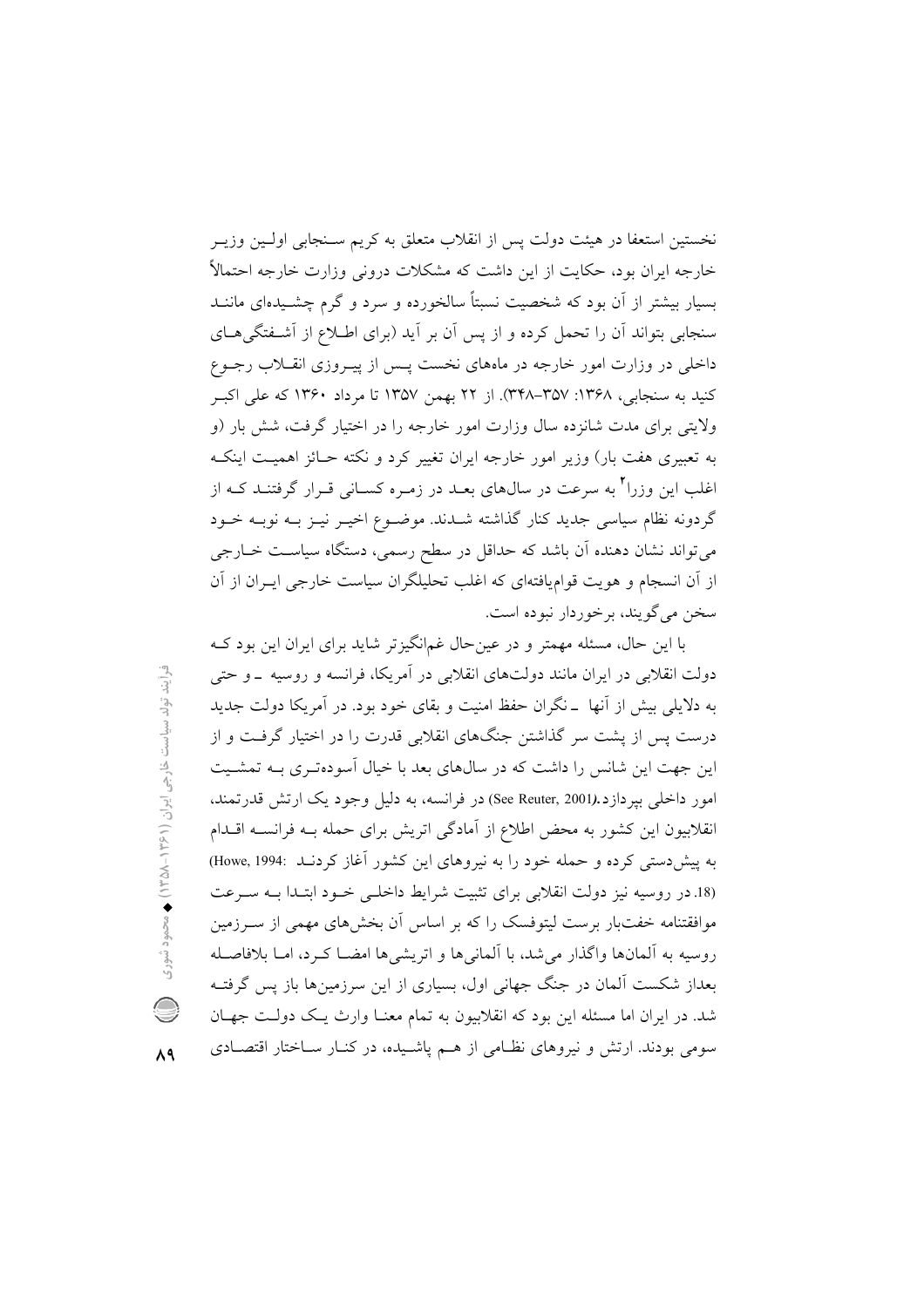نخستین استعفا در هیئت دولت پس از انقلاب متعلق به کریم سنجابی اولین وزیر خارجه ایران بود، حکایت از این داشت که مشکلات درونی وزارت خارجه احتمالاً بسیار بیشتر از آن بود که شخصیت نسبتاً سالخورده و سرد و گرم چشیده‌ای مانند سنجابی بتواند آن را تحمل کرده و از پس آن بر آید (برای اطلاع از آشفتگی‌های داخلی در وزارت امور خارجه در ماه‌های نخست پس از پیروزی انقلاب رجوع کنید به سنجابی، ۱۳۶۸: ۳۵۷–۳۴۸). از ۲۲ بهمن ۱۳۵۷ تا مرداد ۱۳۶۰ که علی اکبر ولایتی برای مدت شانزده سال وزارت امور خارجه را در اختیار گرفت، شش بار (و به تعبیری هفت بار) وزیر امور خارجه ایران تغییر کرد و نکته حائز اهمیت اینکه اغلب این وزرا[2] به سرعت در سال‌های بعد در زمره کسانی قرار گرفتند که از گردونه نظام سیاسی جدید کنار گذاشته شدند. موضوع اخیر نیز به نوبه خود می‌تواند نشان دهنده آن باشد که حداقل در سطح رسمی، دستگاه سیاست خارجی از آن انسجام و هویت قوام‌یافته‌ای که اغلب تحلیلگران سیاست خارجی ایران از آن سخن می‌گویند، برخوردار نبوده است.

با این حال، مسئله مهمتر و در عین‌حال غم‌انگیزتر شاید برای ایران این بود که دولت انقلابی در ایران مانند دولت‌های انقلابی در آمریکا، فرانسه و روسیه ـ و حتی به دلایلی بیش از آنها ـ نگران حفظ امنیت و بقای خود بود. در آمریکا دولت جدید درست پس از پشت سر گذاشتن جنگ‌های انقلابی قدرت را در اختیار گرفت و از این جهت این شانس را داشت که در سال‌های بعد با خیال آسوده‌تری به تمشیت امور داخلی بپردازد.(See Reuter, 2001) در فرانسه، به دلیل وجود یک ارتش قدرتمند، انقلابیون این کشور به محض اطلاع از آمادگی اتریش برای حمله به فرانسه اقدام به پیش‌دستی کرده و حمله خود را به نیروهای این کشور آغاز کردند (Howe, 1994: 18). در روسیه نیز دولت انقلابی برای تثبیت شرایط داخلی خود ابتدا به سرعت موافقتنامه خفت‌بار برست لیتوفسک را که بر اساس آن بخش‌های مهمی از سرزمین روسیه به آلمان‌ها واگذار می‌شد، با آلمانی‌ها و اتریشی‌ها امضا کرد، اما بلافاصله بعداز شکست آلمان در جنگ جهانی اول، بسیاری از این سرزمین‌ها باز پس گرفته شد. در ایران اما مسئله این بود که انقلابیون به تمام معنا وارث یک دولت جهان سومی بودند. ارتش و نیروهای نظامی از هم پاشیده، در کنار ساختار اقتصادی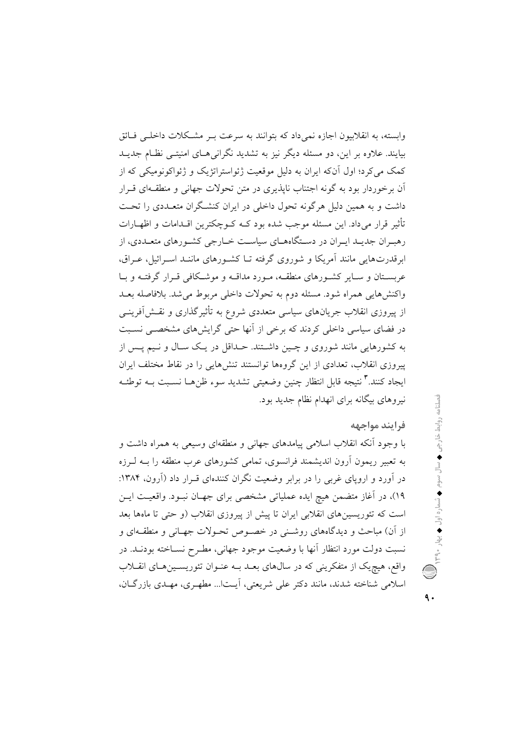وابسته، به انقلابیون اجازه نمی‌داد که بتوانند به سرعت بر مشکلات داخلی فائق بیایند. علاوه بر این، دو مسئله دیگر نیز به تشدید نگرانی‌های امنیتی نظام جدید کمک می‌کرد؛ اول آن‌که ایران به دلیل موقعیت ژئواستراتژیک و ژئواکونومیکی که از آن برخوردار بود به گونه اجتناب ناپذیری در متن تحولات جهانی و منطقه‌ای قرار داشت و به همین دلیل هرگونه تحول داخلی در ایران کنشگران متعددی را تحت تأثیر قرار می‌داد. این مسئله موجب شده بود که کوچکترین اقدامات و اظهارات رهبران جدید ایران در دستگاه‌های سیاست خارجی کشورهای متعددی، از ابرقدرت‌هایی مانند آمریکا و شوروی گرفته تا کشورهای مانند اسرائیل، عراق، عربستان و سایر کشورهای منطقه، مورد مداقه و موشکافی قرار گرفته و با واکنش‌هایی همراه شود. مسئله دوم به تحولات داخلی مربوط می‌شد. بلافاصله بعد از پیروزی انقلاب جریان‌های سیاسی متعددی شروع به تأثیرگذاری و نقش‌آفرینی در فضای سیاسی داخلی کردند که برخی از آنها حتی گرایش‌های مشخصی نسبت به کشورهایی مانند شوروی و چین داشتند. حداقل در یک سال و نیم پس از پیروزی انقلاب، تعدادی از این گروه‌ها توانستند تنش‌هایی را در نقاط مختلف ایران ایجاد کنند.[۳] نتیجه قابل انتظار چنین وضعیتی تشدید سوء ظن‌ها نسبت به توطئه نیروهای بیگانه برای انهدام نظام جدید بود.

## فرایند مواجهه

با وجود آنکه انقلاب اسلامی پیامدهای جهانی و منطقه‌ای وسیعی به همراه داشت و به تعبیر ریمون آرون اندیشمند فرانسوی، تمامی کشورهای عرب منطقه را بـه لـرزه در آورد و اروپای غربی را در برابر وضعیت نگران کننده‌ای قرار داد (آرون، ۱۳۸۴: ۱۹)، در آغاز متضمن هیچ ایده عملیاتی مشخصی برای جهان نبود. واقعیت این است که تئوریسین‌های انقلابی ایران تا پیش از پیروزی انقلاب (و حتی تا ماه‌ها بعد از آن) مباحث و دیدگاه‌های روشنی در خصوص تحولات جهانی و منطقه‌ای و نسبت دولت مورد انتظار آنها با وضعیت موجود جهانی، مطرح نساخته بودند. در واقع، هیچ‌یک از متفکرینی که در سال‌های بعد به عنوان تئوریسین‌های انقلاب اسلامی شناخته شدند، مانند دکتر علی شریعتی، آیت‌ا... مطهری، مهدی بازرگان،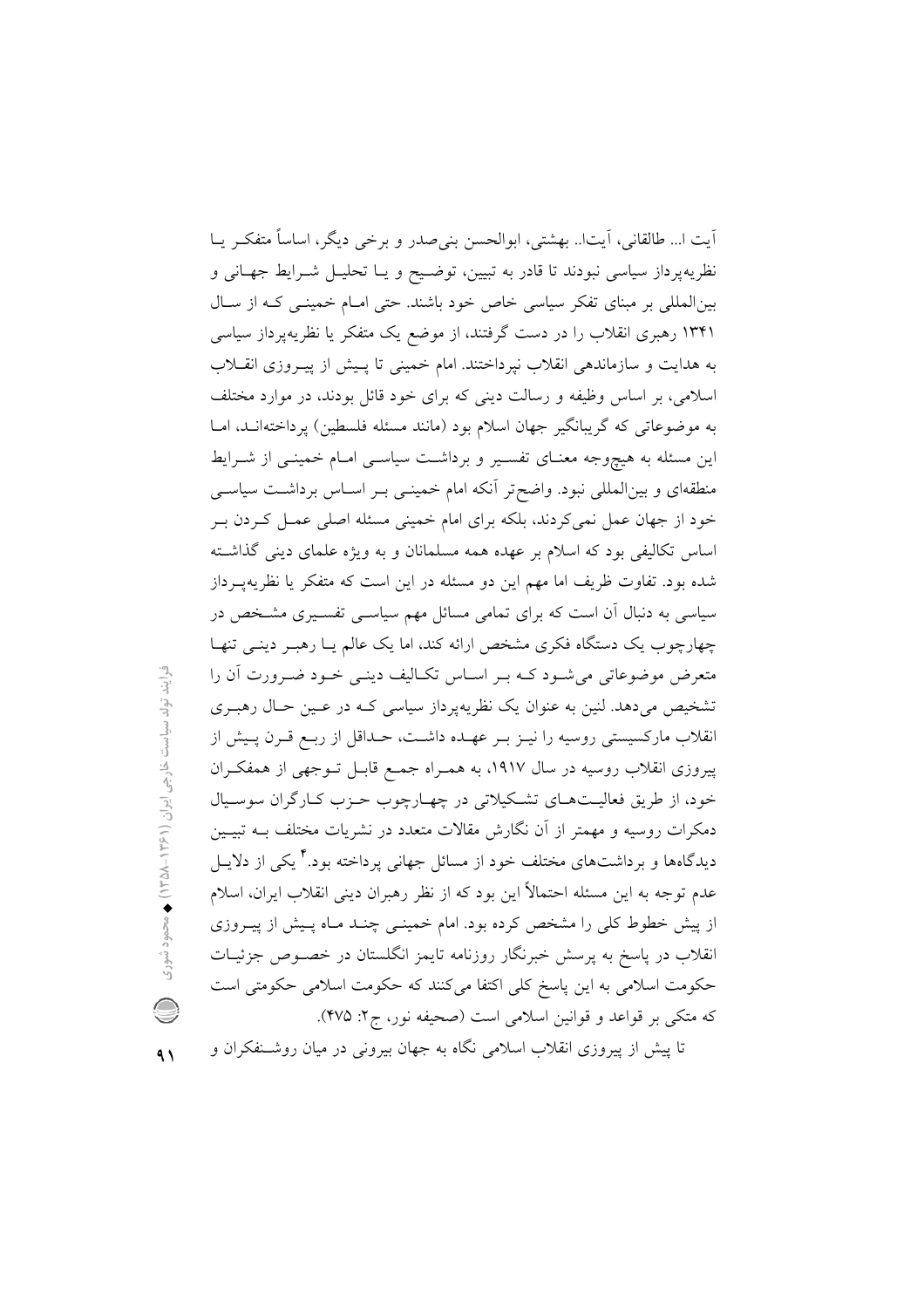آیت ا... طالقانی، آیت‌ا.. بهشتی، ابوالحسن بنی‌صدر و برخی دیگر، اساساً متفکـر یـا نظریه‌پرداز سیاسی نبودند تا قادر به تبیین، توضـیح و یـا تحلیـل شـرایط جهـانی و بین‌المللی بر مبنای تفکر سیاسی خاص خود باشند. حتی امـام خمینـی کـه از سـال ۱۳۴۱ رهبری انقلاب را در دست گرفتند، از موضع یک متفکر یا نظریه‌پرداز سیاسی به هدایت و سازماندهی انقلاب نپرداختند. امام خمینی تا پـیش از پیـروزی انقـلاب اسلامی، بر اساس وظیفه و رسالت دینی که برای خود قائل بودند، در موارد مختلف به موضوعاتی که گریبانگیر جهان اسلام بود (مانند مسئله فلسطین) پرداخته‌انـد، امـا این مسئله به هیچ‌وجه معنـای تفسـیر و برداشـت سیاسـی امـام خمینـی از شـرایط منطقه‌ای و بین‌المللی نبود. واضح‌تر آنکه امام خمینـی بـر اسـاس برداشـت سیاسـی خود از جهان عمل نمی‌کردند، بلکه برای امام خمینی مسئله اصلی عمـل کـردن بـر اساس تکالیفی بود که اسلام بر عهده همه مسلمانان و به ویژه علمای دینی گذاشـته شده بود. تفاوت ظریف اما مهم این دو مسئله در این است که متفکر یا نظریه‌پـرداز سیاسی به دنبال آن است که برای تمامی مسائل مهم سیاسـی تفسـیری مشـخص در چهارچوب یک دستگاه فکری مشخص ارائه کند، اما یک عالم یـا رهبـر دینـی تنهـا متعرض موضوعاتی می‌شـود کـه بـر اسـاس تکـالیف دینـی خـود ضـرورت آن را تشخیص می‌دهد. لنین به عنوان یک نظریه‌پرداز سیاسی کـه در عـین حـال رهبـری انقلاب مارکسیستی روسیه را نیـز بـر عهـده داشـت، حـداقل از ربـع قـرن پـیش از پیروزی انقلاب روسیه در سال ۱۹۱۷، به همـراه جمـع قابـل تـوجهی از همفکـران خود، از طریق فعالیـت‌هـای تشـکیلاتی در چهـارچوب حـزب کـارگران سوسـیال دمکرات روسیه و مهمتر از آن نگارش مقالات متعدد در نشریات مختلف بـه تبیـین دیدگاه‌ها و برداشت‌های مختلف خود از مسائل جهانی پرداخته بود.[۴] یکی از دلایـل عدم توجه به این مسئله احتمالاً این بود که از نظر رهبران دینی انقلاب ایران، اسلام از پیش خطوط کلی را مشخص کرده بود. امام خمینـی چنـد مـاه پـیش از پیـروزی انقلاب در پاسخ به پرسش خبرنگار روزنامه تایمز انگلستان در خصـوص جزئیـات حکومت اسلامی به این پاسخ کلی اکتفا می‌کنند که حکومت اسلامی حکومتی است که متکی بر قواعد و قوانین اسلامی است (صحیفه نور، ج۲: ۴۷۵).

تا پیش از پیروزی انقلاب اسلامی نگاه به جهان بیرونی در میان روشـنفکران و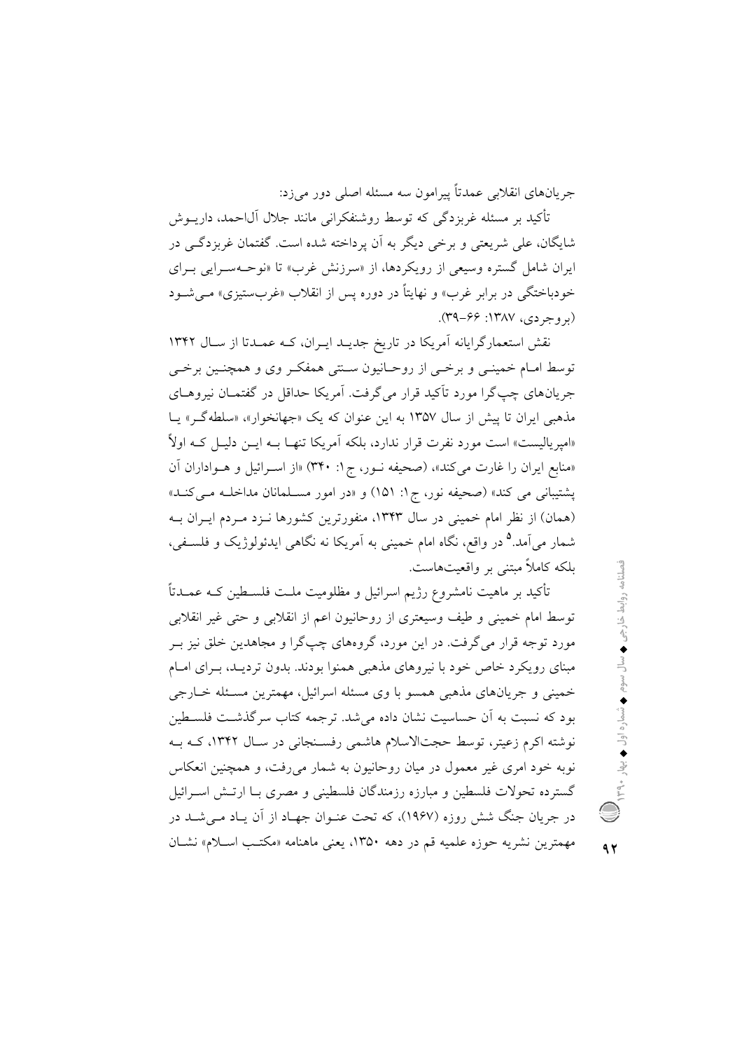جریان‌های انقلابی عمدتاً پیرامون سه مسئله اصلی دور می‌زد:

تأکید بر مسئله غربزدگی که توسط روشنفکرانی مانند جلال آل‌احمد، داریوش شایگان، علی شریعتی و برخی دیگر به آن پرداخته شده است. گفتمان غربزدگی در ایران شامل گستره وسیعی از رویکردها، از «سرزنش غرب» تا «نوحه‌سرایی برای خودباختگی در برابر غرب» و نهایتاً در دوره پس از انقلاب «غرب‌ستیزی» می‌شود (بروجردی، ۱۳۸۷: ۶۶-۳۹).

نقش استعمارگرایانه آمریکا در تاریخ جدید ایران، که عمدتا از سال ۱۳۴۲ توسط امام خمینی و برخی از روحانیون سنتی همفکر وی و همچنین برخی جریان‌های چپ‌گرا مورد تأکید قرار می‌گرفت. آمریکا حداقل در گفتمان نیروهای مذهبی ایران تا پیش از سال ۱۳۵۷ به این عنوان که یک «جهانخوار»، «سلطه‌گر» یا «امپریالیست» است مورد نفرت قرار ندارد، بلکه آمریکا تنها به این دلیل که اولاً «منابع ایران را غارت می‌کند»، (صحیفه نور، ج۱: ۳۴۰) «از اسرائیل و هواداران آن پشتیبانی می کند» (صحیفه نور، ج۱: ۱۵۱) و «در امور مسلمانان مداخله می‌کند» (همان) از نظر امام خمینی در سال ۱۳۴۳، منفورترین کشورها نزد مردم ایران به شمار می‌آمد.[5] در واقع، نگاه امام خمینی به آمریکا نه نگاهی ایدئولوژیک و فلسفی، بلکه کاملاً مبتنی بر واقعیت‌هاست.

تأکید بر ماهیت نامشروع رژیم اسرائیل و مظلومیت ملت فلسطین که عمدتاً توسط امام خمینی و طیف وسیعتری از روحانیون اعم از انقلابی و حتی غیر انقلابی مورد توجه قرار می‌گرفت. در این مورد، گروه‌های چپ‌گرا و مجاهدین خلق نیز بر مبنای رویکرد خاص خود با نیروهای مذهبی همنوا بودند. بدون تردید، برای امام خمینی و جریان‌های مذهبی همسو با وی مسئله اسرائیل، مهمترین مسئله خارجی بود که نسبت به آن حساسیت نشان داده می‌شد. ترجمه کتاب سرگذشت فلسطین نوشته اکرم زعیتر، توسط حجت‌الاسلام هاشمی رفسنجانی در سال ۱۳۴۲، که به نوبه خود امری غیر معمول در میان روحانیون به شمار می‌رفت، و همچنین انعکاس گسترده تحولات فلسطین و مبارزه رزمندگان فلسطینی و مصری با ارتش اسرائیل در جریان جنگ شش روزه (۱۹۶۷)، که تحت عنوان جهاد از آن یاد می‌شد در مهمترین نشریه حوزه علمیه قم در دهه ۱۳۵۰، یعنی ماهنامه «مکتب اسلام» نشان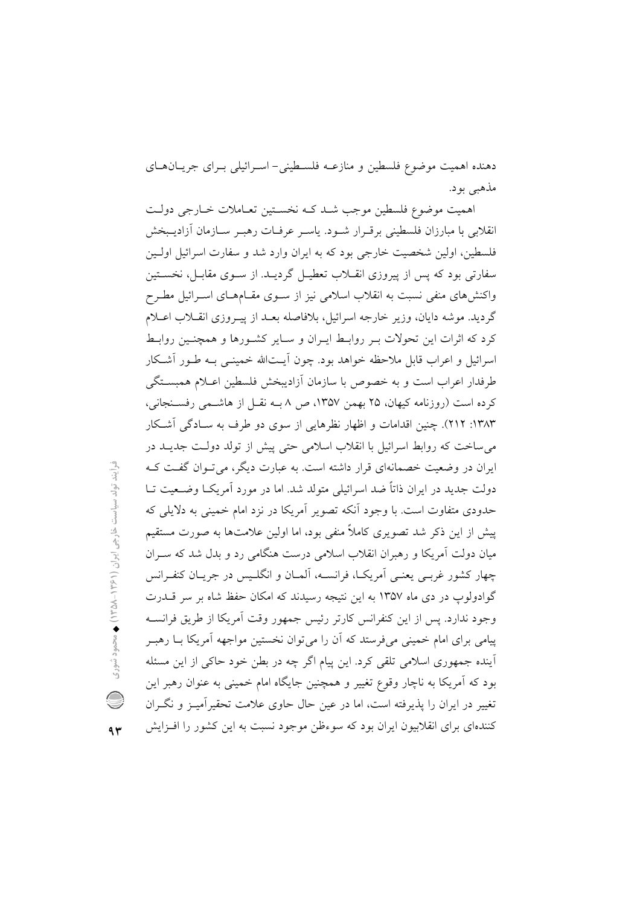دهنده اهمیت موضوع فلسطین و منازعه فلسطینی- اسرائیلی برای جریان‌های مذهبی بود.

اهمیت موضوع فلسطین موجب شد که نخستین تعاملات خارجی دولت انقلابی با مبارزان فلسطینی برقرار شود. یاسر عرفات رهبر سازمان آزادیبخش فلسطین، اولین شخصیت خارجی بود که به ایران وارد شد و سفارت اسرائیل اولین سفارتی بود که پس از پیروزی انقلاب تعطیل گردید. از سوی مقابل، نخستین واکنش‌های منفی نسبت به انقلاب اسلامی نیز از سوی مقام‌های اسرائیل مطرح گردید. موشه دایان، وزیر خارجه اسرائیل، بلافاصله بعد از پیروزی انقلاب اعلام کرد که اثرات این تحولات بر روابط ایران و سایر کشورها و همچنین روابط اسرائیل و اعراب قابل ملاحظه خواهد بود. چون آیت‌الله خمینی به طور آشکار طرفدار اعراب است و به خصوص با سازمان آزادیبخش فلسطین اعلام همبستگی کرده است (روزنامه کیهان، ۲۵ بهمن ۱۳۵۷، ص ۸ به نقل از هاشمی رفسنجانی، ۱۳۸۳: ۲۱۲). چنین اقدامات و اظهار نظرهایی از سوی دو طرف به سادگی آشکار می‌ساخت که روابط اسرائیل با انقلاب اسلامی حتی پیش از تولد دولت جدید در ایران در وضعیت خصمانه‌ای قرار داشته است. به عبارت دیگر، می‌توان گفت که دولت جدید در ایران ذاتاً ضد اسرائیلی متولد شد. اما در مورد آمریکا وضعیت تا حدودی متفاوت است. با وجود آنکه تصویر آمریکا در نزد امام خمینی به دلایلی که پیش از این ذکر شد تصویری کاملاً منفی بود، اما اولین علامت‌ها به صورت مستقیم میان دولت آمریکا و رهبران انقلاب اسلامی درست هنگامی رد و بدل شد که سران چهار کشور غربی یعنی آمریکا، فرانسه، آلمان و انگلیس در جریان کنفرانس گوادولوپ در دی ماه ۱۳۵۷ به این نتیجه رسیدند که امکان حفظ شاه بر سر قدرت وجود ندارد. پس از این کنفرانس کارتر رئیس جمهور وقت آمریکا از طریق فرانسه پیامی برای امام خمینی می‌فرستد که آن را می‌توان نخستین مواجهه آمریکا با رهبر آینده جمهوری اسلامی تلقی کرد. این پیام اگر چه در بطن خود حاکی از این مسئله بود که آمریکا به ناچار وقوع تغییر و همچنین جایگاه امام خمینی به عنوان رهبر این تغییر در ایران را پذیرفته است، اما در عین حال حاوی علامت تحقیرآمیز و نگران کننده‌ای برای انقلابیون ایران بود که سوءظن موجود نسبت به این کشور را افزایش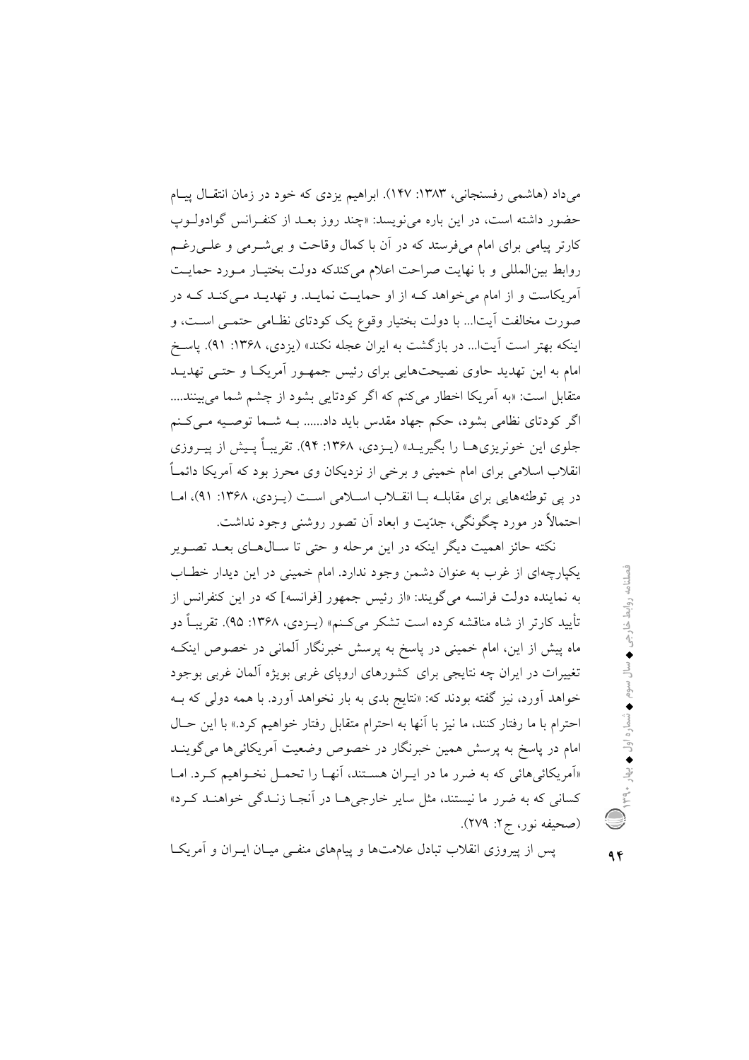می‌داد (هاشمی رفسنجانی، ۱۳۸۳: ۱۴۷). ابراهیم یزدی که خود در زمان انتقال پیام حضور داشته است، در این باره می‌نویسد: «چند روز بعد از کنفرانس گوادولوپ کارتر پیامی برای امام می‌فرستد که در آن با کمال وقاحت و بی‌شرمی و علی‌رغم روابط بین‌المللی و با نهایت صراحت اعلام می‌کندکه دولت بختیار مورد حمایت آمریکاست و از امام می‌خواهد که از او حمایت نماید. و تهدید می‌کند که در صورت مخالفت آیتا... با دولت بختیار وقوع یک کودتای نظامی حتمی است، و اینکه بهتر است آیتا... در بازگشت به ایران عجله نکند» (یزدی، ۱۳۶۸: ۹۱). پاسخ امام به این تهدید حاوی نصیحت‌هایی برای رئیس جمهور آمریکا و حتی تهدید متقابل است: «به آمریکا اخطار می‌کنم که اگر کودتایی بشود از چشم شما می‌بینند.... اگر کودتای نظامی بشود، حکم جهاد مقدس باید داد...... به شما توصیه می‌کنم جلوی این خونریزی‌ها را بگیرید» (یزدی، ۱۳۶۸: ۹۴). تقریباً پیش از پیروزی انقلاب اسلامی برای امام خمینی و برخی از نزدیکان وی محرز بود که آمریکا دائماً در پی توطئه‌هایی برای مقابله با انقلاب اسلامی است (یزدی، ۱۳۶۸: ۹۱)، اما احتمالاً در مورد چگونگی، جدّیت و ابعاد آن تصور روشنی وجود نداشت.

نکته حائز اهمیت دیگر اینکه در این مرحله و حتی تا سال‌های بعد تصویر یکپارچه‌ای از غرب به عنوان دشمن وجود ندارد. امام خمینی در این دیدار خطاب به نماینده دولت فرانسه می‌گویند: «از رئیس جمهور [فرانسه] که در این کنفرانس از تأیید کارتر از شاه مناقشه کرده است تشکر می‌کنم» (یزدی، ۱۳۶۸: ۹۵). تقریباً دو ماه پیش از این، امام خمینی در پاسخ به پرسش خبرنگار آلمانی در خصوص اینکه تغییرات در ایران چه نتایجی برای کشورهای اروپای غربی بویژه آلمان غربی بوجود خواهد آورد، نیز گفته بودند که: «نتایج بدی به بار نخواهد آورد. با همه دولی که به احترام با ما رفتار کنند، ما نیز با آنها به احترام متقابل رفتار خواهیم کرد.» با این حال امام در پاسخ به پرسش همین خبرنگار در خصوص وضعیت آمریکائی‌ها می‌گویند «آمریکائی‌هائی که به ضرر ما در ایران هستند، آنها را تحمل نخواهیم کرد. اما کسانی که به ضرر ما نیستند، مثل سایر خارجی‌ها در آنجا زندگی خواهند کرد» (صحیفه نور، ج۲: ۲۷۹).

پس از پیروزی انقلاب تبادل علامت‌ها و پیام‌های منفی میان ایران و آمریکا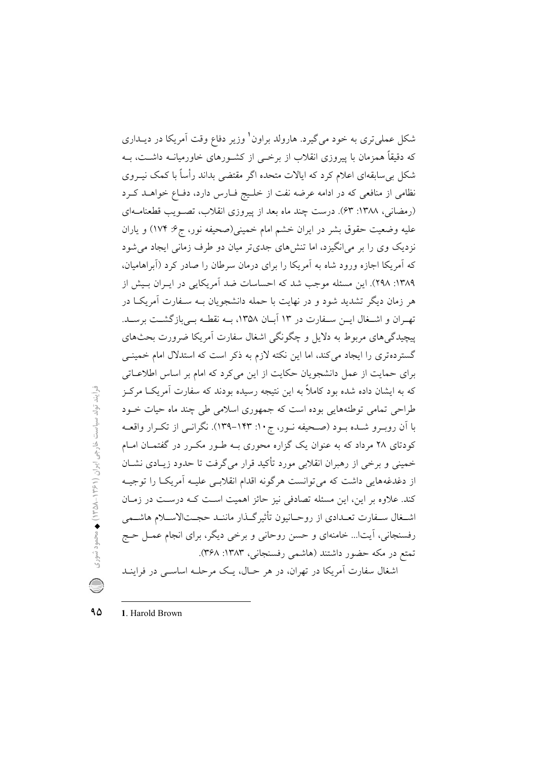شکل عملی‌تری به خود می‌گیرد. هارولد براون[1] وزیر دفاع وقت آمریکا در دیداری که دقیقاً همزمان با پیروزی انقلاب از برخی از کشورهای خاورمیانه داشت، به شکل بی‌سابقه‌ای اعلام کرد که ایالات متحده اگر مقتضی بداند رأساً با کمک نیروی نظامی از منافعی که در ادامه عرضه نفت از خلیج فارس دارد، دفاع خواهد کرد (رمضانی، ۱۳۸۸: ۶۳). درست چند ماه بعد از پیروزی انقلاب، تصویب قطعنامه‌ای علیه وضعیت حقوق بشر در ایران خشم امام خمینی(صحیفه نور، ج۶: ۱۷۴) و یاران نزدیک وی را بر می‌انگیزد، اما تنش‌های جدی‌تر میان دو طرف زمانی ایجاد می‌شود که آمریکا اجازه ورود شاه به آمریکا را برای درمان سرطان را صادر کرد (آبراهامیان، ۱۳۸۹: ۲۹۸). این مسئله موجب شد که احساسات ضد آمریکایی در ایران بیش از هر زمان دیگر تشدید شود و در نهایت با حمله دانشجویان به سفارت آمریکا در تهران و اشغال این سفارت در ۱۳ آبان ۱۳۵۸، به نقطه بی‌بازگشت برسد. پیچیدگی‌های مربوط به دلایل و چگونگی اشغال سفارت آمریکا ضرورت بحث‌های گسترده‌تری را ایجاد می‌کند، اما این نکته لازم به ذکر است که استدلال امام خمینی برای حمایت حکایت از عمل دانشجویان حکایت از این می‌کرد که امام بر اساس اطلاعاتی که به ایشان داده شده بود کاملاً به این نتیجه رسیده بودند که سفارت آمریکا مرکز طراحی تمامی توطئه‌هایی بوده است که جمهوری اسلامی طی چند ماه حیات خود با آن روبرو شده بود (صحیفه نور، ج۱۰: ۱۴۳-۱۳۹). نگرانی از تکرار واقعه کودتای ۲۸ مرداد که به عنوان یک گزاره محوری به طور مکرر در گفتمان امام خمینی و برخی از رهبران انقلابی مورد تأکید قرار می‌گرفت تا حدود زیادی نشان از دغدغه‌هایی داشت که می‌توانست هرگونه اقدام انقلابی علیه آمریکا را توجیه کند. علاوه بر این، این مسئله تصادفی نیز حائز اهمیت است که درست در زمان اشغال سفارت تعدادی از روحانیون تأثیرگذار مانند حجت‌الاسلام هاشمی رفسنجانی، آیت‌ا... خامنه‌ای و حسن روحانی و برخی دیگر، برای انجام عمل حج تمتع در مکه حضور داشتند (هاشمی رفسنجانی، ۱۳۸۳: ۳۶۸).

اشغال سفارت آمریکا در تهران، در هر حال، یک مرحله اساسی در فرایند

---

1. Harold Brown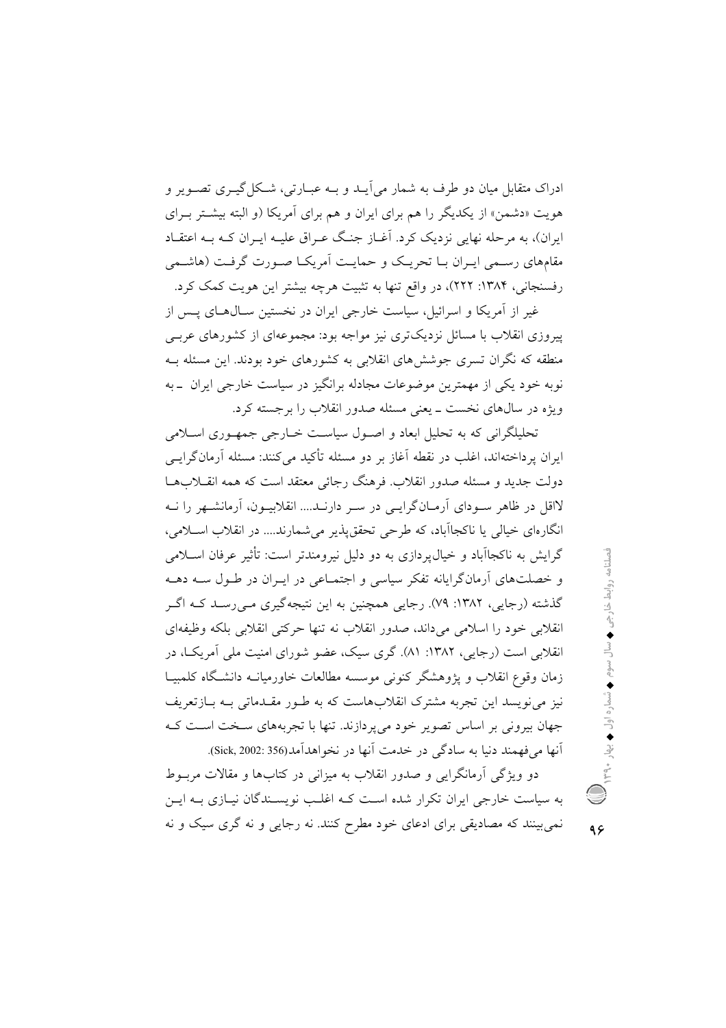ادراک متقابل میان دو طرف به شمار می‌آید و به عبارتی، شکل‌گیری تصویر و هویت «دشمن» از یکدیگر را هم برای ایران و هم برای آمریکا (و البته بیشتر برای ایران)، به مرحله نهایی نزدیک کرد. آغاز جنگ عراق علیه ایران که به اعتقاد مقام‌های رسمی ایران با تحریک و حمایت آمریکا صورت گرفت (هاشمی رفسنجانی، ۱۳۸۴: ۲۲۲)، در واقع تنها به تثبیت هرچه بیشتر این هویت کمک کرد.

غیر از آمریکا و اسرائیل، سیاست خارجی ایران در نخستین سال‌های پس از پیروزی انقلاب با مسائل نزدیک‌تری نیز مواجه بود: مجموعه‌ای از کشورهای عربی منطقه که نگران تسری جوشش‌های انقلابی به کشورهای خود بودند. این مسئله به نوبه خود یکی از مهمترین موضوعات مجادله برانگیز در سیاست خارجی ایران ـ به ویژه در سال‌های نخست ـ یعنی مسئله صدور انقلاب را برجسته کرد.

تحلیلگرانی که به تحلیل ابعاد و اصول سیاست خارجی جمهوری اسلامی ایران پرداخته‌اند، اغلب در نقطه آغاز بر دو مسئله تأکید می‌کنند: مسئله آرمان‌گرایی دولت جدید و مسئله صدور انقلاب. فرهنگ رجائی معتقد است که همه انقلاب‌ها لااقل در ظاهر سودای آرمان‌گرایی در سر دارند.... انقلابیون، آرمانشهر را نه انگاره‌ای خیالی یا ناکجاآباد، که طرحی تحقق‌پذیر می‌شمارند.... در انقلاب اسلامی، گرایش به ناکجاآباد و خیال‌پردازی به دو دلیل نیرومندتر است: تأثیر عرفان اسلامی و خصلت‌های آرمان‌گرایانه تفکر سیاسی و اجتماعی در ایران در طول سه دهه گذشته (رجایی، ۱۳۸۲: ۷۹). رجایی همچنین به این نتیجه‌گیری می‌رسد که اگر انقلابی خود را اسلامی می‌داند، صدور انقلاب نه تنها حرکتی انقلابی بلکه وظیفه‌ای انقلابی است (رجایی، ۱۳۸۲: ۸۱). گری سیک، عضو شورای امنیت ملی آمریکا، در زمان وقوع انقلاب و پژوهشگر کنونی موسسه مطالعات خاورمیانه دانشگاه کلمبیا نیز می‌نویسد این تجربه مشترک انقلاب‌هاست که به طور مقدماتی به بازتعریف جهان بیرونی بر اساس تصویر خود می‌پردازند. تنها با تجربه‌های سخت است که آنها می‌فهمند دنیا به سادگی در خدمت آنها در نخواهدآمد(Sick, 2002: 356).

دو ویژگی آرمانگرایی و صدور انقلاب به میزانی در کتاب‌ها و مقالات مربوط به سیاست خارجی ایران تکرار شده است که اغلب نویسندگان نیازی به این نمی‌بینند که مصادیقی برای ادعای خود مطرح کنند. نه رجایی و نه گری سیک و نه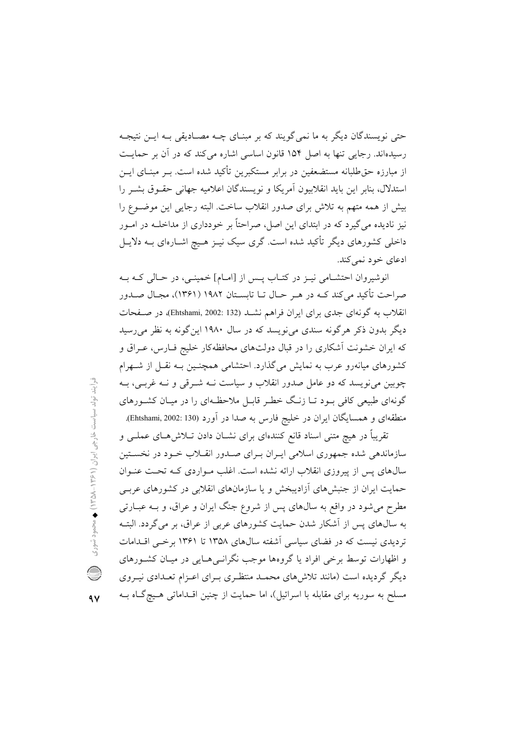حتی نویسندگان دیگر به ما نمی‌گویند که بر مبنای چه مصادیقی به این نتیجه رسیده‌اند. رجایی تنها به اصل ۱۵۴ قانون اساسی اشاره می‌کند که در آن بر حمایت از مبارزه حق‌طلبانه مستضعفین در برابر مستکبرین تأکید شده است. بر مبنای این استدلال، بنابر این باید انقلابیون آمریکا و نویسندگان اعلامیه جهانی حقوق بشر را بیش از همه متهم به تلاش برای صدور انقلاب ساخت. البته رجایی این موضوع را نیز نادیده می‌گیرد که در ابتدای این اصل، صراحتاً بر خودداری از مداخله در امور داخلی کشورهای دیگر تأکید شده است. گری سیک نیز هیچ اشاره‌ای به دلایل ادعای خود نمی‌کند.

انوشیروان احتشامی نیز در کتاب پس از [امام] خمینی، در حالی که به صراحت تأکید می‌کند که در هر حال تا تابستان ۱۹۸۲ (۱۳۶۱)، مجال صدور انقلاب به گونه‌ای جدی برای ایران فراهم نشد (Ehtshami, 2002: 132)، در صفحات دیگر بدون ذکر هرگونه سندی می‌نویسد که در سال ۱۹۸۰ این‌گونه به نظر می‌رسید که ایران خشونت آشکاری را در قبال دولت‌های محافظه‌کار خلیج فارس، عراق و کشورهای میانه‌رو عرب به نمایش می‌گذارد. احتشامی همچنین به نقل از شهرام چوبین می‌نویسد که دو عامل صدور انقلاب و سیاست نه شرقی و نه غربی، به گونه‌ای طبیعی کافی بود تا زنگ خطر قابل ملاحظه‌ای را در میان کشورهای منطقه‌ای و همسایگان ایران در خلیج فارس به صدا در آورد (Ehtshami, 2002: 130).

تقریباً در هیچ متنی اسناد قانع کننده‌ای برای نشان دادن تلاش‌های عملی و سازماندهی شده جمهوری اسلامی ایران برای صدور انقلاب خود در نخستین سال‌های پس از پیروزی انقلاب ارائه نشده است. اغلب مواردی که تحت عنوان حمایت ایران از جنبش‌های آزادیبخش و یا سازمان‌های انقلابی در کشورهای عربی مطرح می‌شود در واقع به سال‌های پس از شروع جنگ ایران و عراق، و به عبارتی به سال‌های پس از آشکار شدن حمایت کشورهای عربی از عراق، بر می‌گردد. البته تردیدی نیست که در فضای سیاسی آشفته سال‌های ۱۳۵۸ تا ۱۳۶۱ برخی اقدامات و اظهارات توسط برخی افراد یا گروه‌ها موجب نگرانی‌هایی در میان کشورهای دیگر گردیده است (مانند تلاش‌های محمد منتظری برای اعزام تعدادی نیروی مسلح به سوریه برای مقابله با اسرائیل)، اما حمایت از چنین اقداماتی هیچ‌گاه به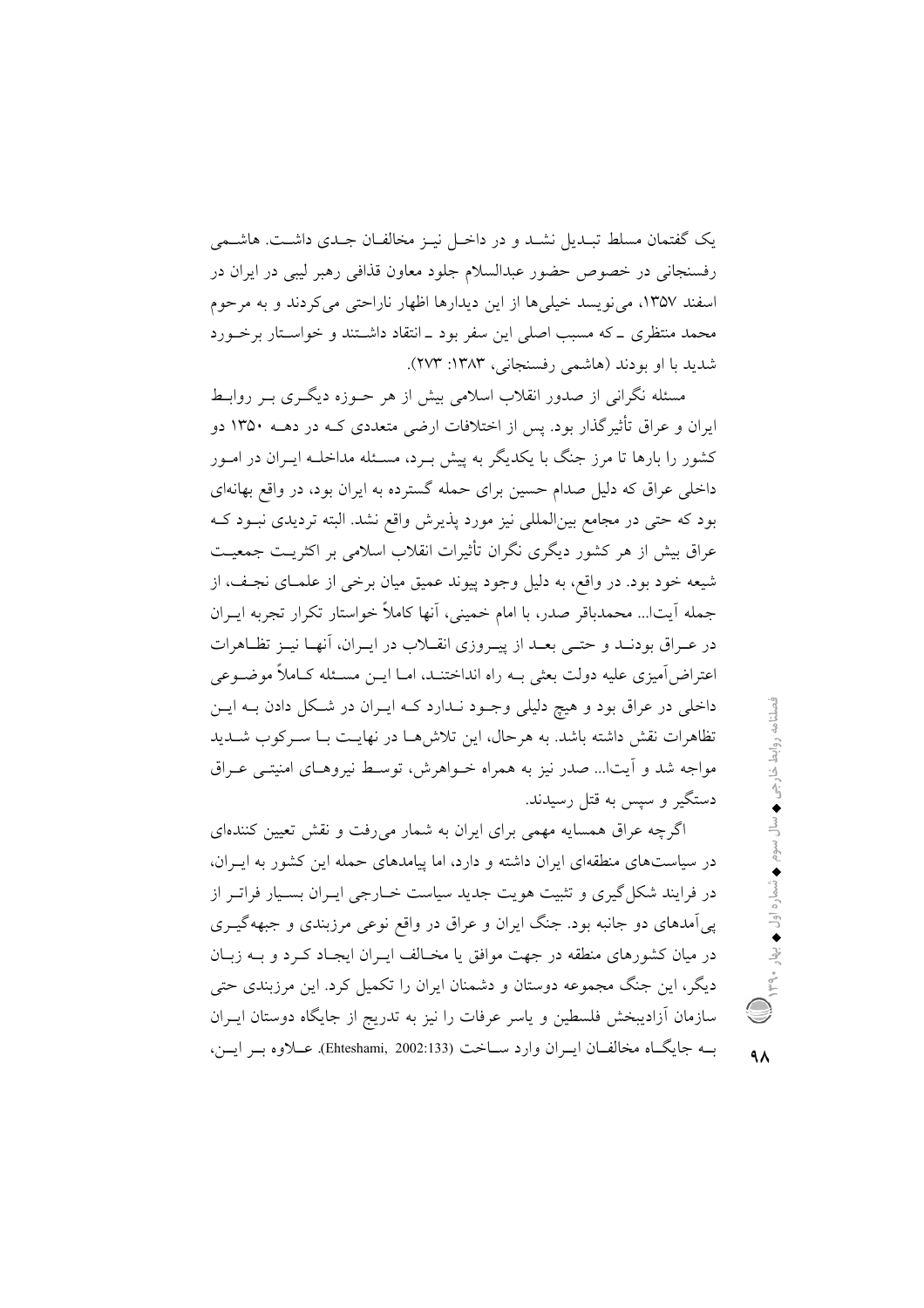یک گفتمان مسلط تبدیل نشد و در داخل نیز مخالفان جدی داشت. هاشمی رفسنجانی در خصوص حضور عبدالسلام جلود معاون قذافی رهبر لیبی در ایران در اسفند ۱۳۵۷، می‌نویسد خیلی‌ها از این دیدارها اظهار ناراحتی می‌کردند و به مرحوم محمد منتظری ـ که مسبب اصلی این سفر بود ـ انتقاد داشتند و خواستار برخورد شدید با او بودند (هاشمی رفسنجانی، ۱۳۸۳: ۲۷۳).

مسئله نگرانی از صدور انقلاب اسلامی بیش از هر حوزه دیگری بر روابط ایران و عراق تأثیرگذار بود. پس از اختلافات ارضی متعددی که در دهه ۱۳۵۰ دو کشور را بارها تا مرز جنگ با یکدیگر به پیش برد، مسئله مداخله ایران در امور داخلی عراق که دلیل صدام حسین برای حمله گسترده به ایران بود، در واقع بهانه‌ای بود که حتی در مجامع بین‌المللی نیز مورد پذیرش واقع نشد. البته تردیدی نبود که عراق بیش از هر کشور دیگری نگران تأثیرات انقلاب اسلامی بر اکثریت جمعیت شیعه خود بود. در واقع، به دلیل وجود پیوند عمیق میان برخی از علمای نجف، از جمله آیت‌ا... محمدباقر صدر، با امام خمینی، آنها کاملاً خواستار تکرار تجربه ایران در عراق بودند و حتی بعد از پیروزی انقلاب در ایران، آنها نیز تظاهرات اعتراض‌آمیزی علیه دولت بعثی به راه انداختند، اما این مسئله کاملاً موضوعی داخلی در عراق بود و هیچ دلیلی وجود ندارد که ایران در شکل دادن به این تظاهرات نقش داشته باشد. به هرحال، این تلاش‌ها در نهایت با سرکوب شدید مواجه شد و آیت‌ا... صدر نیز به همراه خواهرش، توسط نیروهای امنیتی عراق دستگیر و سپس به قتل رسیدند.

اگرچه عراق همسایه مهمی برای ایران به شمار می‌رفت و نقش تعیین کننده‌ای در سیاست‌های منطقه‌ای ایران داشته و دارد، اما پیامدهای حمله این کشور به ایران، در فرایند شکل‌گیری و تثبیت هویت جدید سیاست خارجی ایران بسیار فراتر از پی‌آمدهای دو جانبه بود. جنگ ایران و عراق در واقع نوعی مرزبندی و جبهه‌گیری در میان کشورهای منطقه در جهت موافق یا مخالف ایران ایجاد کرد و به زبان دیگر، این جنگ مجموعه دوستان و دشمنان ایران را تکمیل کرد. این مرزبندی حتی سازمان آزادیبخش فلسطین و یاسر عرفات را نیز به تدریج از جایگاه دوستان ایران به جایگاه مخالفان ایران وارد ساخت (Ehteshami, 2002:133). علاوه بر این،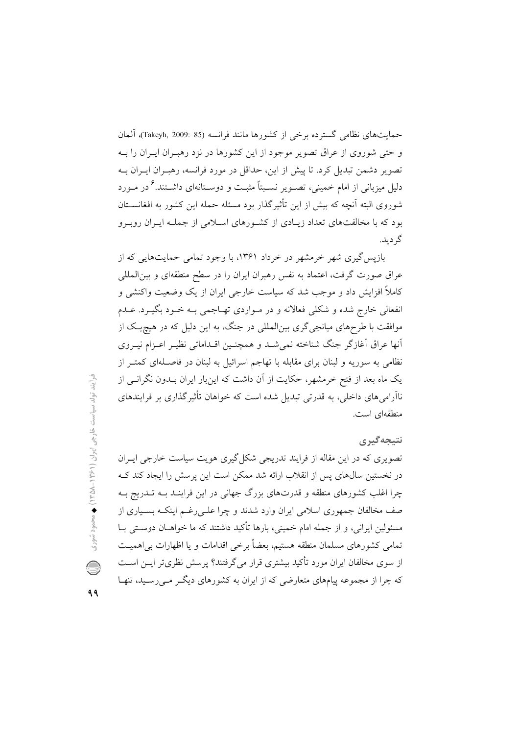حمایت‌های نظامی گسترده برخی از کشورها مانند فرانسه (Takeyh, 2009: 85)، آلمان و حتی شوروی از عراق تصویر موجود از این کشورها در نزد رهبران ایران را به تصویر دشمن تبدیل کرد. تا پیش از این، حداقل در مورد فرانسه، رهبران ایران به دلیل میزبانی از امام خمینی، تصویر نسبتاً مثبت و دوستانه‌ای داشتند.[۶] در مورد شوروی البته آنچه که بیش از این تأثیرگذار بود مسئله حمله این کشور به افغانستان بود که با مخالفت‌های تعداد زیادی از کشورهای اسلامی از جمله ایران روبرو گردید.

بازپس‌گیری شهر خرمشهر در خرداد ۱۳۶۱، با وجود تمامی حمایت‌هایی که از عراق صورت گرفت، اعتماد به نفس رهبران ایران را در سطح منطقه‌ای و بین‌المللی کاملاً افزایش داد و موجب شد که سیاست خارجی ایران از یک وضعیت واکنشی و انفعالی خارج شده و شکلی فعالانه و در مواردی تهاجمی به خود بگیرد. عدم موافقت با طرح‌های میانجی‌گری بین‌المللی در جنگ، به این دلیل که در هیچ‌یک از آنها عراق آغازگر جنگ شناخته نمی‌شد و همچنین اقداماتی نظیر اعزام نیروی نظامی به سوریه و لبنان برای مقابله با تهاجم اسرائیل به لبنان در فاصله‌ای کمتر از یک ماه بعد از فتح خرمشهر، حکایت از آن داشت که این‌بار ایران بدون نگرانی از ناآرامی‌های داخلی، به قدرتی تبدیل شده است که خواهان تأثیرگذاری بر فرایندهای منطقه‌ای است.

## نتیجه‌گیری

تصویری که در این مقاله از فرایند تدریجی شکل‌گیری هویت سیاست خارجی ایران در نخستین سال‌های پس از انقلاب ارائه شد ممکن است این پرسش را ایجاد کند که چرا اغلب کشورهای منطقه و قدرت‌های بزرگ جهانی در این فرایند به تدریج به صف مخالفان جمهوری اسلامی ایران وارد شدند و چرا علی‌رغم اینکه بسیاری از مسئولین ایرانی، و از جمله امام خمینی، بارها تأکید داشتند که ما خواهان دوستی با تمامی کشورهای مسلمان منطقه هستیم، بعضاً برخی اقدامات و یا اظهارات بی‌اهمیت از سوی مخالفان ایران مورد تأکید بیشتری قرار می‌گرفتند؟ پرسش نظری‌تر این است که چرا از مجموعه پیام‌های متعارضی که از ایران به کشورهای دیگر می‌رسید، تنها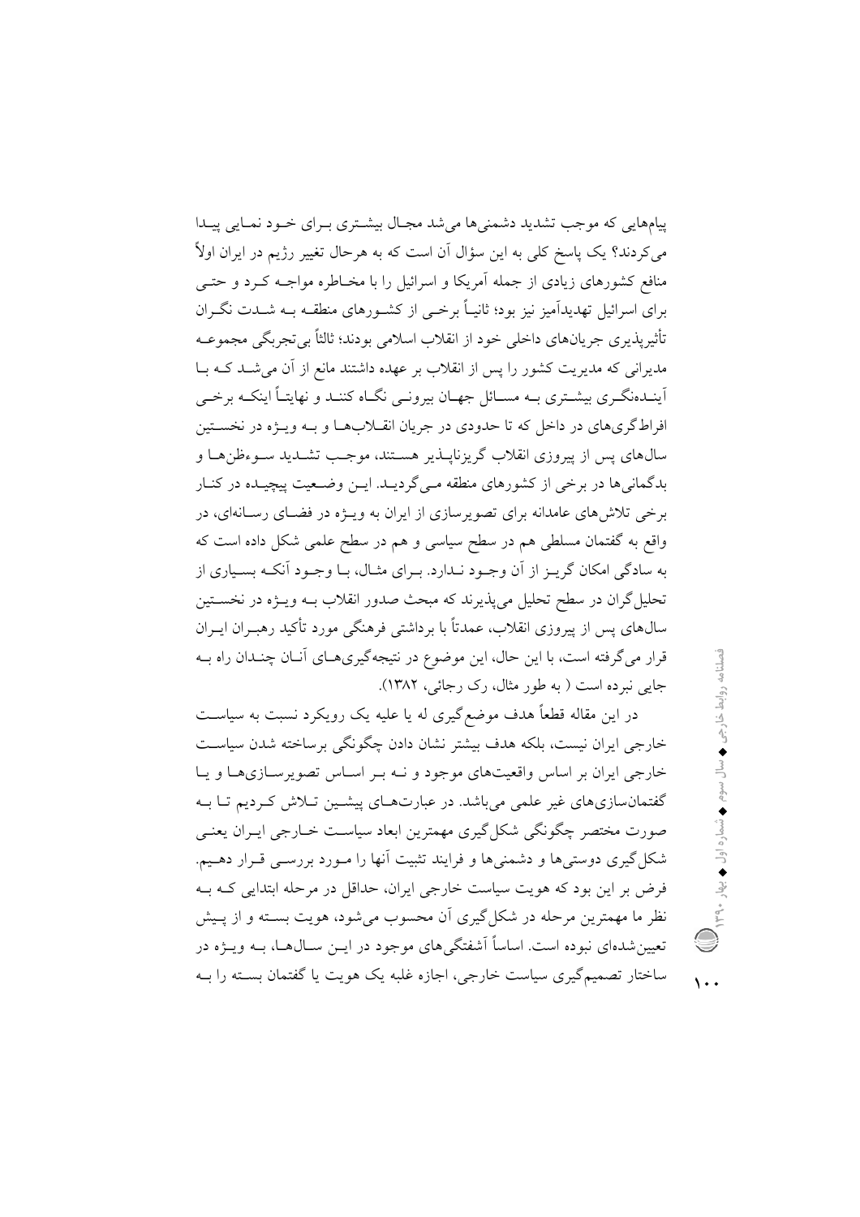پیام‌هایی که موجب تشدید دشمنی‌ها می‌شد مجال بیشتری برای خود نمایی پیدا می‌کردند؟ یک پاسخ کلی به این سؤال آن است که به هرحال تغییر رژیم در ایران اولاً منافع کشورهای زیادی از جمله آمریکا و اسرائیل را با مخاطره مواجه کرد و حتی برای اسرائیل تهدیدآمیز نیز بود؛ ثانیاً برخی از کشورهای منطقه به شدت نگران تأثیرپذیری جریان‌های داخلی خود از انقلاب اسلامی بودند؛ ثالثاً بی‌تجربگی مجموعه مدیرانی که مدیریت کشور را پس از انقلاب بر عهده داشتند مانع از آن می‌شد که با آینده‌نگری بیشتری به مسائل جهان بیرونی نگاه کنند و نهایتاً اینکه برخی افراط‌گری‌های در داخل که تا حدودی در جریان انقلاب‌ها و به ویژه در نخستین سال‌های پس از پیروزی انقلاب گریزناپذیر هستند، موجب تشدید سوءظن‌ها و بدگمانی‌ها در برخی از کشورهای منطقه می‌گردید. این وضعیت پیچیده در کنار برخی تلاش‌های عامدانه برای تصویرسازی از ایران به ویژه در فضای رسانه‌ای، در واقع به گفتمان مسلطی هم در سطح سیاسی و هم در سطح علمی شکل داده است که به سادگی امکان گریز از آن وجود ندارد. برای مثال، با وجود آنکه بسیاری از تحلیل‌گران در سطح تحلیل می‌پذیرند که مبحث صدور انقلاب به ویژه در نخستین سال‌های پس از پیروزی انقلاب، عمدتاً با برداشتی فرهنگی مورد تأکید رهبران ایران قرار می‌گرفته است، با این حال، این موضوع در نتیجه‌گیری‌های آنان چندان راه به جایی نبرده است ( به طور مثال، رک رجائی، ۱۳۸۲).

در این مقاله قطعاً هدف موضع‌گیری له یا علیه یک رویکرد نسبت به سیاست خارجی ایران نیست، بلکه هدف بیشتر نشان دادن چگونگی برساخته شدن سیاست خارجی ایران بر اساس واقعیت‌های موجود و نه بر اساس تصویرسازی‌ها و یا گفتمان‌سازی‌های غیر علمی می‌باشد. در عبارت‌های پیشین تلاش کردیم تا به صورت مختصر چگونگی شکل‌گیری مهمترین ابعاد سیاست خارجی ایران یعنی شکل‌گیری دوستی‌ها و دشمنی‌ها و فرایند تثبیت آنها را مورد بررسی قرار دهیم. فرض بر این بود که هویت سیاست خارجی ایران، حداقل در مرحله ابتدایی که به نظر ما مهمترین مرحله در شکل‌گیری آن محسوب می‌شود، هویت بسته و از پیش تعیین‌شده‌ای نبوده است. اساساً آشفتگی‌های موجود در این سال‌ها، به ویژه در ساختار تصمیم‌گیری سیاست خارجی، اجازه غلبه یک هویت یا گفتمان بسته را به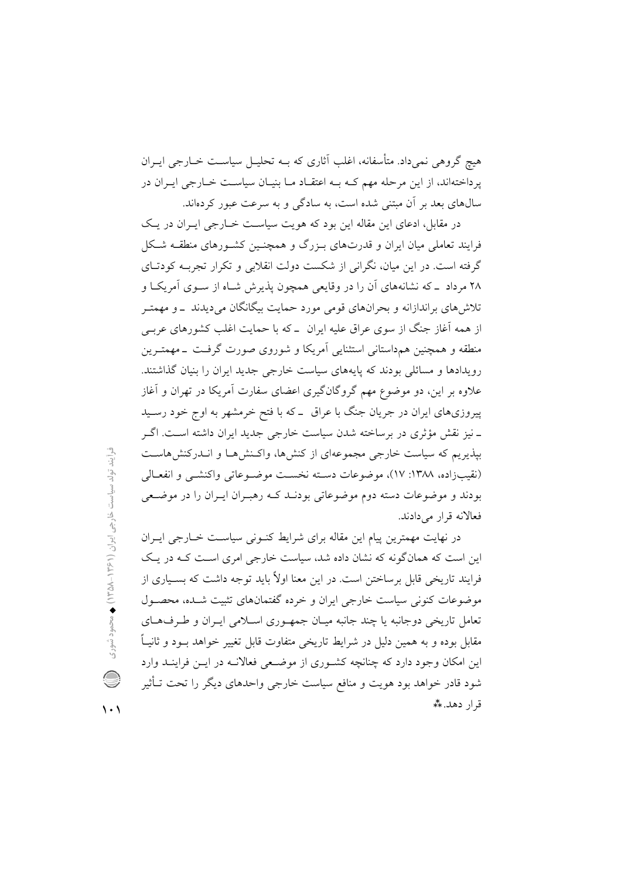هیچ گروهی نمی‌داد. متأسفانه، اغلب آثاری که بـه تحلیـل سیاسـت خـارجی ایـران پرداخته‌اند، از این مرحله مهم کـه بـه اعتقـاد مـا بنیـان سیاسـت خـارجی ایـران در سال‌های بعد بر آن مبتنی شده است، به سادگی و به سرعت عبور کرده‌اند.

در مقابل، ادعای این مقاله این بود که هویت سیاسـت خـارجی ایـران در یـک فرایند تعاملی میان ایران و قدرت‌های بـزرگ و همچنـین کشـورهای منطقـه شـکل گرفته است. در این میان، نگرانی از شکست دولت انقلابی و تکرار تجربـه کودتـای ۲۸ مرداد ـ که نشانه‌های آن را در وقایعی همچون پذیرش شـاه از سـوی آمریکـا و تلاش‌های براندازانه و بحران‌های قومی مورد حمایت بیگانگان می‌دیدند ـ و مهمتـر از همه آغاز جنگ از سوی عراق علیه ایران ـ که با حمایت اغلب کشورهای عربـی منطقه و همچنین هم‌داستانی استثنایی آمریکا و شوروی صورت گرفـت ـ مهمتـرین رویدادها و مسائلی بودند که پایه‌های سیاست خارجی جدید ایران را بنیان گذاشتند. علاوه بر این، دو موضوع مهم گروگان‌گیری اعضای سفارت آمریکا در تهران و آغاز پیروزی‌های ایران در جریان جنگ با عراق ـ که با فتح خرمشهر به اوج خود رسـید ـ نیز نقش مؤثری در برساخته شدن سیاست خارجی جدید ایران داشته اسـت. اگـر بپذیریم که سیاست خارجی مجموعه‌ای از کنش‌ها، واکـنش‌هـا و انـدرکنش‌هاسـت (نقیب‌زاده، ۱۳۸۸: ۱۷)، موضوعات دسـته نخسـت موضـوعاتی واکنشـی و انفعـالی بودند و موضوعات دسته دوم موضوعاتی بودنـد کـه رهبـران ایـران را در موضـعی فعالانه قرار می‌دادند.

در نهایت مهمترین پیام این مقاله برای شرایط کنـونی سیاسـت خـارجی ایـران این است که همان‌گونه که نشان داده شد، سیاست خارجی امری اسـت کـه در یـک فرایند تاریخی قابل برساختن است. در این معنا اولاً باید توجه داشت که بسـیاری از موضوعات کنونی سیاست خارجی ایران و خرده گفتمان‌های تثبیت شـده، محصـول تعامل تاریخی دوجانبه یا چند جانبه میـان جمهـوری اسـلامی ایـران و طـرف‌هـای مقابل بوده و به همین دلیل در شرایط تاریخی متفاوت قابل تغییر خواهد بـود و ثانیـاً این امکان وجود دارد که چنانچه کشـوری از موضـعی فعالانـه در ایـن فراینـد وارد شود قادر خواهد بود هویت و منافع سیاست خارجی واحدهای دیگر را تحت تـأثیر قرار دهد.⁂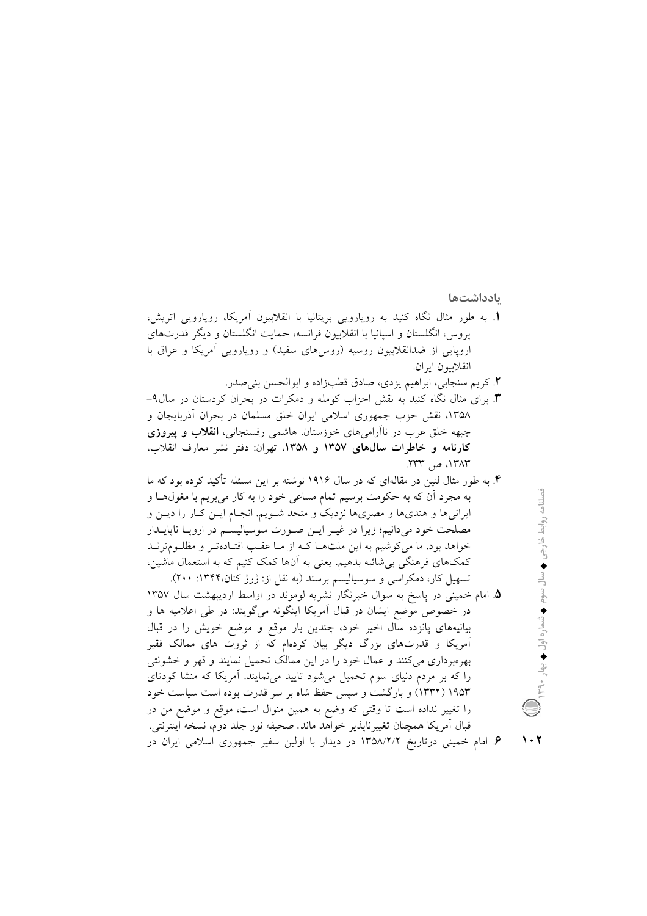## یادداشت‌ها

۱. به طور مثال نگاه کنید به رویارویی بریتانیا با انقلابیون آمریکا، رویارویی اتریش، پروس، انگلستان و اسپانیا با انقلابیون فرانسه، حمایت انگلستان و دیگر قدرت‌های اروپایی از ضدانقلابیون روسیه (روس‌های سفید) و رویارویی آمریکا و عراق با انقلابیون ایران.

۲. کریم سنجابی، ابراهیم یزدی، صادق قطب‌زاده و ابوالحسن بنی‌صدر.

۳. برای مثال نگاه کنید به نقش احزاب کومله و دمکرات در بحران کردستان در سال۹-۱۳۵۸، نقش حزب جمهوری اسلامی ایران خلق مسلمان در بحران آذربایجان و جبهه خلق عرب در ناآرامی‌های خوزستان. هاشمی رفسنجانی، **انقلاب و پیروزی کارنامه و خاطرات سال‌های ۱۳۵۷ و ۱۳۵۸**، تهران: دفتر نشر معارف انقلاب، ۱۳۸۳، ص ۲۳۳.

۴. به طور مثال لنین در مقاله‌ای که در سال ۱۹۱۶ نوشته بر این مسئله تأکید کرده بود که ما به مجرد آن که به حکومت برسیم تمام مساعی خود را به کار می‌بریم با مغول‌ها و ایرانی‌ها و هندی‌ها و مصری‌ها نزدیک و متحد شویم. انجام این کار را دین و مصلحت خود می‌دانیم؛ زیرا در غیر این صورت سوسیالیسم در اروپا ناپایدار خواهد بود. ما می‌کوشیم به این ملت‌ها که از ما عقب افتاده‌تر و مظلوم‌ترند کمک‌های فرهنگی بی‌شائبه بدهیم. یعنی به آن‌ها کمک کنیم که به استعمال ماشین، تسهیل کار، دمکراسی و سوسیالیسم برسند (به نقل از: ژرژ کنان،۱۳۴۴: ۲۰۰).

۵. امام خمینی در پاسخ به سوال خبرنگار نشریه لوموند در اواسط اردیبهشت سال ۱۳۵۷ در خصوص موضع ایشان در قبال آمریکا اینگونه می‌گویند: در طی اعلامیه ها و بیانیه‌های پانزده سال اخیر خود، چندین بار موقع و موضع خویش را در قبال آمریکا و قدرت‌های بزرگ دیگر بیان کرده‌ام که از ثروت های ممالک فقیر بهره‌برداری می‌کنند و عمال خود را در این ممالک تحمیل نمایند و قهر و خشونتی را که بر مردم دنیای سوم تحمیل می‌شود تایید می‌نمایند. آمریکا که منشا کودتای ۱۹۵۳ (۱۳۳۲) و بازگشت و سپس حفظ شاه بر سر قدرت بوده است سیاست خود را تغییر نداده است تا وقتی که وضع به همین منوال است، موقع و موضع من در قبال آمریکا همچنان تغییرناپذیر خواهد ماند. صحیفه نور جلد دوم، نسخه اینترنتی.

۶. امام خمینی درتاریخ ۱۳۵۸/۲/۲ در دیدار با اولین سفیر جمهوری اسلامی ایران در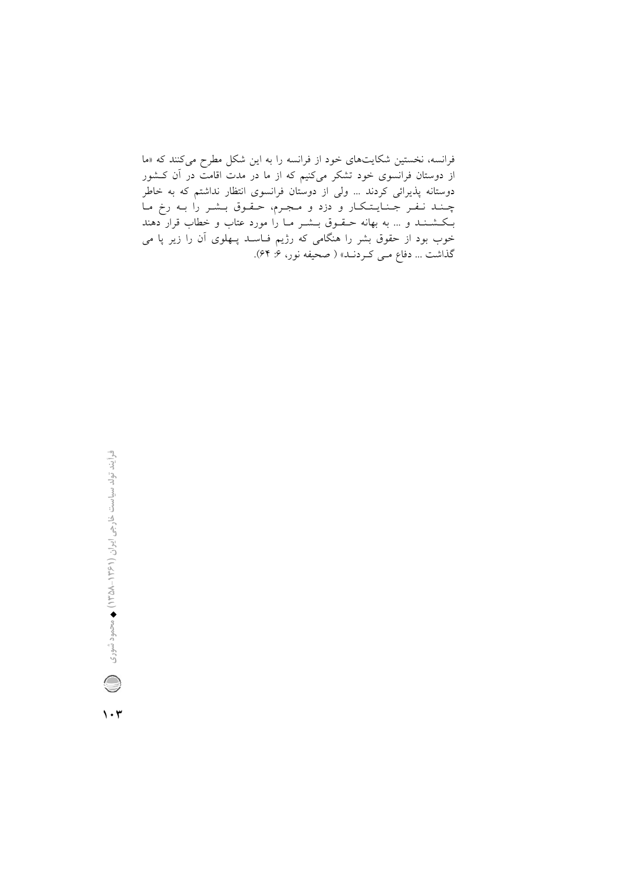فرانسه، نخستین شکایت‌های خود از فرانسه را به این شکل مطرح می‌کنند که «ما از دوستان فرانسوی خود تشکر می‌کنیم که از ما در مدت اقامت در آن کشور دوستانه پذیرائی کردند ... ولی از دوستان فرانسوی انتظار نداشتم که به خاطر چند نفر جنایتکار و دزد و مجرم، حقوق بشر را به رخ ما بکشند و ... به بهانه حقوق بشر ما را مورد عتاب و خطاب قرار دهند خوب بود از حقوق بشر را هنگامی که رژیم فاسد پهلوی آن را زیر پا می گذاشت ... دفاع می کردند» ( صحیفه نور، ۶: ۶۴).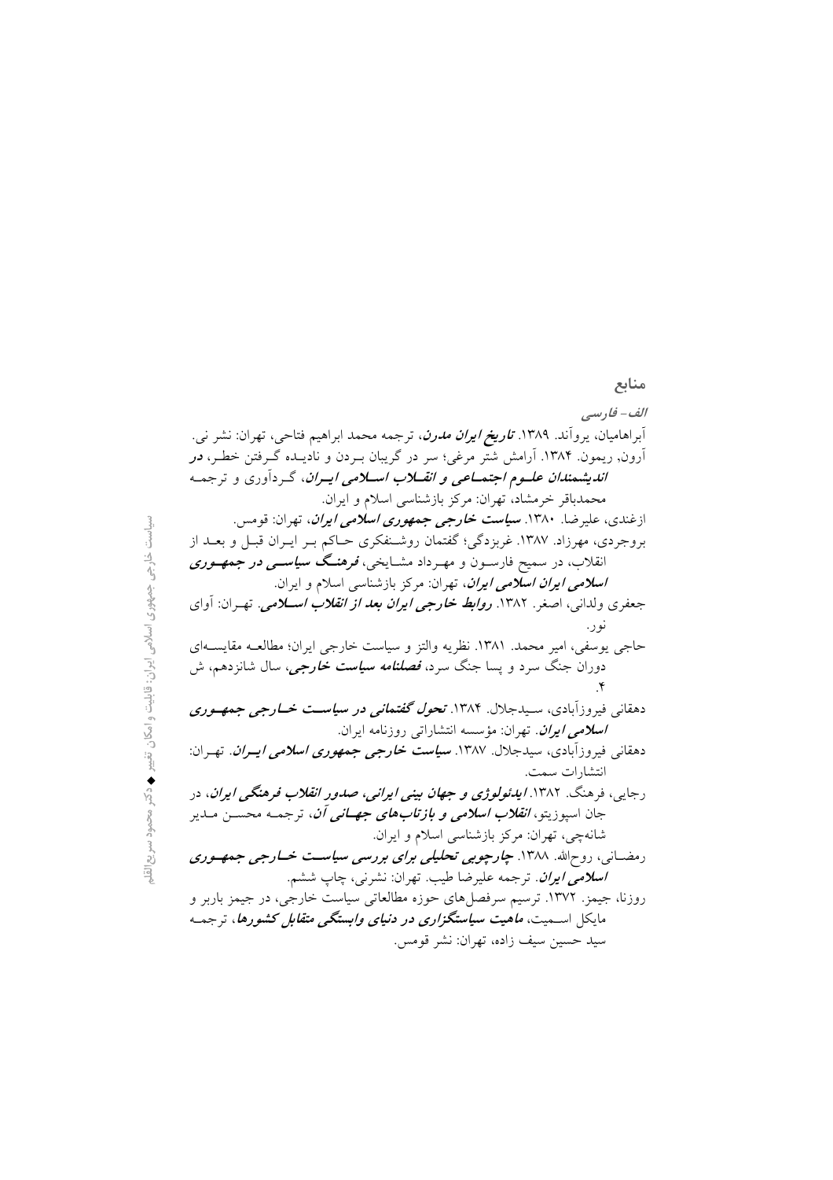## منابع

***الف- فارسی***

آبراهامیان، یرواند. ۱۳۸۹. ***تاریخ ایران مدرن***، ترجمه محمد ابراهیم فتاحی، تهران: نشر نی.

آرون، ریمون. ۱۳۸۴. آرامش شتر مرغی؛ سر در گریبان بردن و نادیده گرفتن خطر، ***در اندیشمندان علوم اجتماعی و انقلاب اسلامی ایران***، گردآوری و ترجمه محمدباقر خرمشاد، تهران: مرکز بازشناسی اسلام و ایران.

ازغندی، علیرضا. ۱۳۸۰. ***سیاست خارجی جمهوری اسلامی ایران***، تهران: قومس.

بروجردی، مهرزاد. ۱۳۸۷. غربزدگی؛ گفتمان روشنفکری حاکم بر ایران قبل و بعد از انقلاب، در سمیح فارسون و مهرداد مشایخی، ***فرهنگ سیاسی در جمهوری اسلامی ایران***، تهران: مرکز بازشناسی اسلام و ایران.

جعفری ولدانی، اصغر. ۱۳۸۲. ***روابط خارجی ایران بعد از انقلاب اسلامی***. تهران: آوای نور.

حاجی یوسفی، امیر محمد. ۱۳۸۱. نظریه والتز و سیاست خارجی ایران؛ مطالعه مقایسه‌ای دوران جنگ سرد و پسا جنگ سرد، ***فصلنامه سیاست خارجی***، سال شانزدهم، ش ۴.

دهقانی فیروزآبادی، سیدجلال. ۱۳۸۴. ***تحول گفتمانی در سیاست خارجی جمهوری اسلامی ایران***. تهران: مؤسسه انتشاراتی روزنامه ایران.

دهقانی فیروزآبادی، سیدجلال. ۱۳۸۷. ***سیاست خارجی جمهوری اسلامی ایران***. تهران: انتشارات سمت.

رجایی، فرهنگ. ۱۳۸۲. ***ایدئولوژی و جهان بینی ایرانی، صدور انقلاب فرهنگی ایران***، در جان اسپوزیتو، ***انقلاب اسلامی و بازتاب‌های جهانی آن***، ترجمه محسن مدیر شانه‌چی، تهران: مرکز بازشناسی اسلام و ایران.

رمضانی، روح‌الله. ۱۳۸۸. ***چارچوبی تحلیلی برای بررسی سیاست خارجی جمهوری اسلامی ایران***. ترجمه علیرضا طیب. تهران: نشرنی، چاپ ششم.

روزنا، جیمز. ۱۳۷۲. ترسیم سرفصل‌های حوزه مطالعاتی سیاست خارجی، در جیمز باربر و مایکل اسمیت، ***ماهیت سیاستگزاری در دنیای وابستگی متقابل کشورها***، ترجمه سید حسین سیف زاده، تهران: نشر قومس.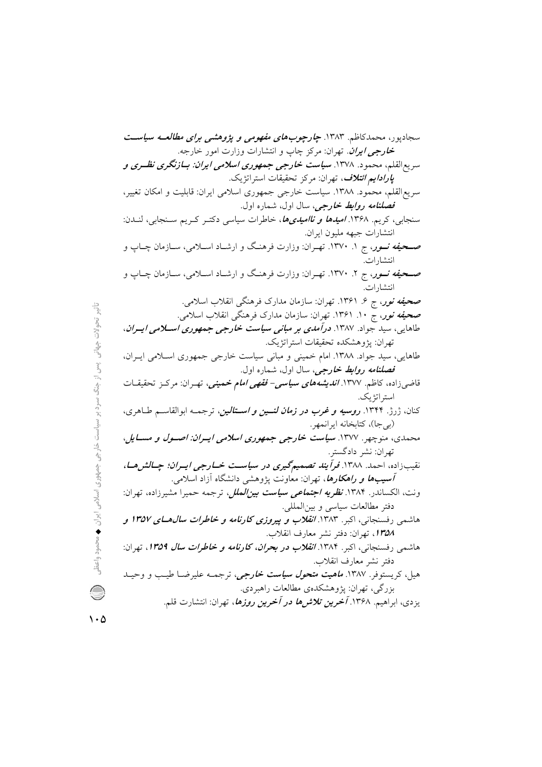سجادپور، محمدکاظم. ۱۳۸۳. ***چارچوب‌های مفهومی و پژوهشی برای مطالعه سیاست خارجی ایران***. تهران: مرکز چاپ و انتشارات وزارت امور خارجه.

سریع‌القلم، محمود. ۱۳۷۸. ***سیاست خارجی جمهوری اسلامی ایران: بازنگری نظری و پارادایم ائتلاف***، تهران: مرکز تحقیقات استراتژیک.

سریع‌القلم، محمود. ۱۳۸۸. سیاست خارجی جمهوری اسلامی ایران: قابلیت و امکان تغییر، ***فصلنامه روابط خارجی***، سال اول، شماره اول.

سنجابی، کریم. ۱۳۶۸. ***امیدها و ناامیدی‌ها***، خاطرات سیاسی دکتر کریم سنجابی، لندن: انتشارات جبهه ملیون ایران.

***صحیفه نور***، ج ۱. ۱۳۷۰. تهران: وزارت فرهنگ و ارشاد اسلامی، سازمان چاپ و انتشارات.

***صحیفه نور***، ج ۲. ۱۳۷۰. تهران: وزارت فرهنگ و ارشاد اسلامی، سازمان چاپ و انتشارات.

***صحیفه نور***، ج ۶. ۱۳۶۱. تهران: سازمان مدارک فرهنگی انقلاب اسلامی.

***صحیفه نور***، ج ۱۰. ۱۳۶۱. تهران: سازمان مدارک فرهنگی انقلاب اسلامی.

طاهایی، سید جواد. ۱۳۸۷. ***درآمدی بر مبانی سیاست خارجی جمهوری اسلامی ایران***، تهران: پژوهشکده تحقیقات استراتژیک.

طاهایی، سید جواد. ۱۳۸۸. امام خمینی و مبانی سیاست خارجی جمهوری اسلامی ایران، ***فصلنامه روابط خارجی***، سال اول، شماره اول.

قاضی‌زاده، کاظم. ۱۳۷۷. ***اندیشه‌های سیاسی- فقهی امام خمینی***، تهران: مرکز تحقیقات استراتژیک.

کنان، ژرژ. ۱۳۴۴. ***روسیه و غرب در زمان لنین و استالین***، ترجمه ابوالقاسم طاهری، (بی‌جا)، کتابخانه ایرانمهر.

محمدی، منوچهر. ۱۳۷۷. ***سیاست خارجی جمهوری اسلامی ایران: اصول و مسایل***، تهران: نشر دادگستر.

نقیب‌زاده، احمد. ۱۳۸۸. ***فرآیند تصمیم‌گیری در سیاست خارجی ایران؛ چالش‌ها، آسیب‌ها و راهکارها***، تهران: معاونت پژوهشی دانشگاه آزاد اسلامی.

ونت، الکساندر. ۱۳۸۴. ***نظریه اجتماعی سیاست بین‌الملل***، ترجمه حمیرا مشیرزاده، تهران: دفتر مطالعات سیاسی و بین‌المللی.

هاشمی رفسنجانی، اکبر. ۱۳۸۳. ***انقلاب و پیروزی کارنامه و خاطرات سال‌های ۱۳۵۷ و ۱۳۵۸***، تهران: دفتر نشر معارف انقلاب.

هاشمی رفسنجانی، اکبر. ۱۳۸۴. ***انقلاب در بحران، کارنامه و خاطرات سال ۱۳۵۹***، تهران: دفتر نشر معارف انقلاب.

هیل، کریستوفر. ۱۳۸۷. ***ماهیت متحول سیاست خارجی***، ترجمه علیرضا طیب و وحید بزرگی، تهران: پژوهشکده‌ی مطالعات راهبردی.

یزدی، ابراهیم. ۱۳۶۸. ***آخرین تلاش‌ها در آخرین روزها***، تهران: انتشارت قلم.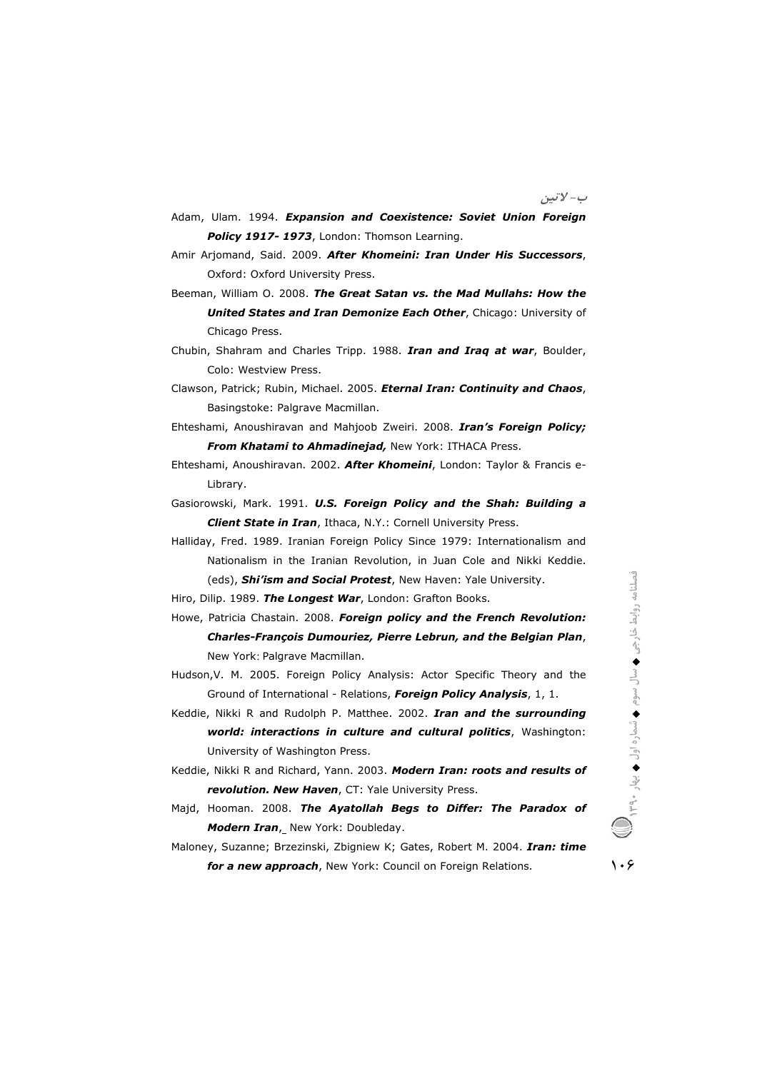## ب- لاتین

Adam, Ulam. 1994. ***Expansion and Coexistence: Soviet Union Foreign Policy 1917- 1973***, London: Thomson Learning.

Amir Arjomand, Said. 2009. ***After Khomeini: Iran Under His Successors***, Oxford: Oxford University Press.

Beeman, William O. 2008. ***The Great Satan vs. the Mad Mullahs: How the United States and Iran Demonize Each Other***, Chicago: University of Chicago Press.

Chubin, Shahram and Charles Tripp. 1988. ***Iran and Iraq at war***, Boulder, Colo: Westview Press.

Clawson, Patrick; Rubin, Michael. 2005. ***Eternal Iran: Continuity and Chaos***, Basingstoke: Palgrave Macmillan.

Ehteshami, Anoushiravan and Mahjoob Zweiri. 2008. ***Iran's Foreign Policy; From Khatami to Ahmadinejad,*** New York: ITHACA Press.

Ehteshami, Anoushiravan. 2002. ***After Khomeini***, London: Taylor & Francis e-Library.

Gasiorowski, Mark. 1991. ***U.S. Foreign Policy and the Shah: Building a Client State in Iran***, Ithaca, N.Y.: Cornell University Press.

Halliday, Fred. 1989. Iranian Foreign Policy Since 1979: Internationalism and Nationalism in the Iranian Revolution, in Juan Cole and Nikki Keddie. (eds), ***Shi'ism and Social Protest***, New Haven: Yale University.

Hiro, Dilip. 1989. ***The Longest War***, London: Grafton Books.

Howe, Patricia Chastain. 2008. ***Foreign policy and the French Revolution: Charles-François Dumouriez, Pierre Lebrun, and the Belgian Plan***, New York: Palgrave Macmillan.

Hudson,V. M. 2005. Foreign Policy Analysis: Actor Specific Theory and the Ground of International - Relations, ***Foreign Policy Analysis***, 1, 1.

Keddie, Nikki R and Rudolph P. Matthee. 2002. ***Iran and the surrounding world: interactions in culture and cultural politics***, Washington: University of Washington Press.

Keddie, Nikki R and Richard, Yann. 2003. ***Modern Iran: roots and results of revolution. New Haven***, CT: Yale University Press.

Majd, Hooman. 2008. ***The Ayatollah Begs to Differ: The Paradox of Modern Iran***,_ New York: Doubleday.

Maloney, Suzanne; Brzezinski, Zbigniew K; Gates, Robert M. 2004. ***Iran: time for a new approach***, New York: Council on Foreign Relations.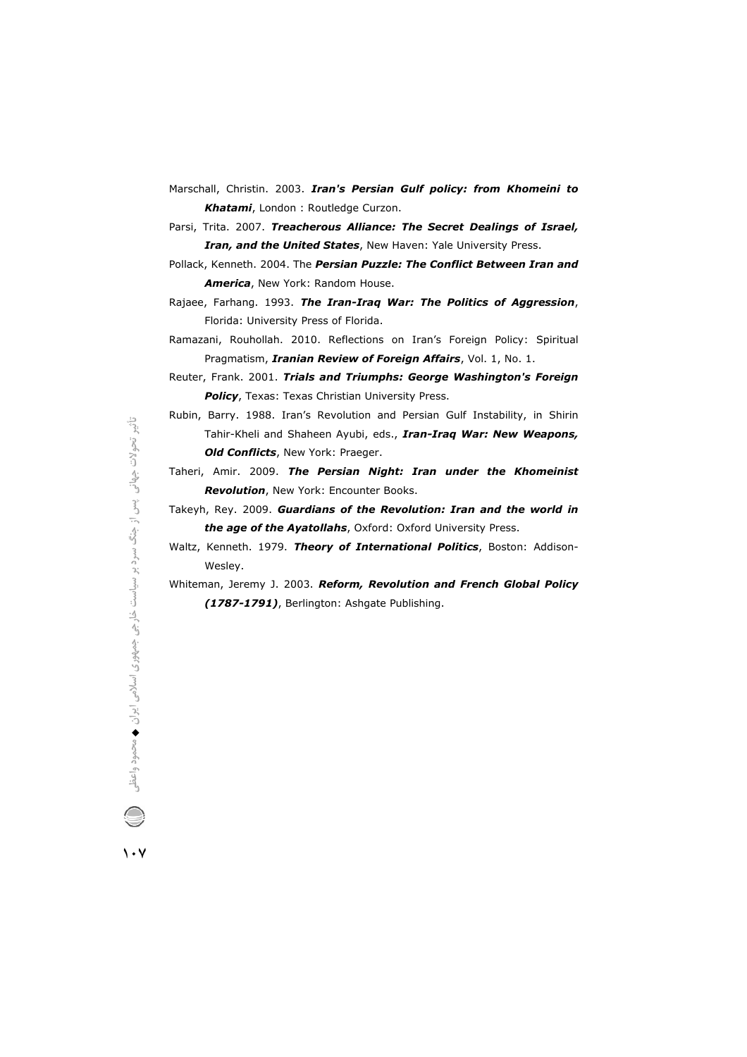Marschall, Christin. 2003. ***Iran's Persian Gulf policy: from Khomeini to Khatami***, London : Routledge Curzon.

Parsi, Trita. 2007. ***Treacherous Alliance: The Secret Dealings of Israel, Iran, and the United States***, New Haven: Yale University Press.

Pollack, Kenneth. 2004. The ***Persian Puzzle: The Conflict Between Iran and America***, New York: Random House.

Rajaee, Farhang. 1993. ***The Iran-Iraq War: The Politics of Aggression***, Florida: University Press of Florida.

Ramazani, Rouhollah. 2010. Reflections on Iran's Foreign Policy: Spiritual Pragmatism, ***Iranian Review of Foreign Affairs***, Vol. 1, No. 1.

Reuter, Frank. 2001. ***Trials and Triumphs: George Washington's Foreign Policy***, Texas: Texas Christian University Press.

Rubin, Barry. 1988. Iran's Revolution and Persian Gulf Instability, in Shirin Tahir-Kheli and Shaheen Ayubi, eds., ***Iran-Iraq War: New Weapons, Old Conflicts***, New York: Praeger.

Taheri, Amir. 2009. ***The Persian Night: Iran under the Khomeinist Revolution***, New York: Encounter Books.

Takeyh, Rey. 2009. ***Guardians of the Revolution: Iran and the world in the age of the Ayatollahs***, Oxford: Oxford University Press.

Waltz, Kenneth. 1979. ***Theory of International Politics***, Boston: Addison-Wesley.

Whiteman, Jeremy J. 2003. ***Reform, Revolution and French Global Policy (1787-1791)***, Berlington: Ashgate Publishing.